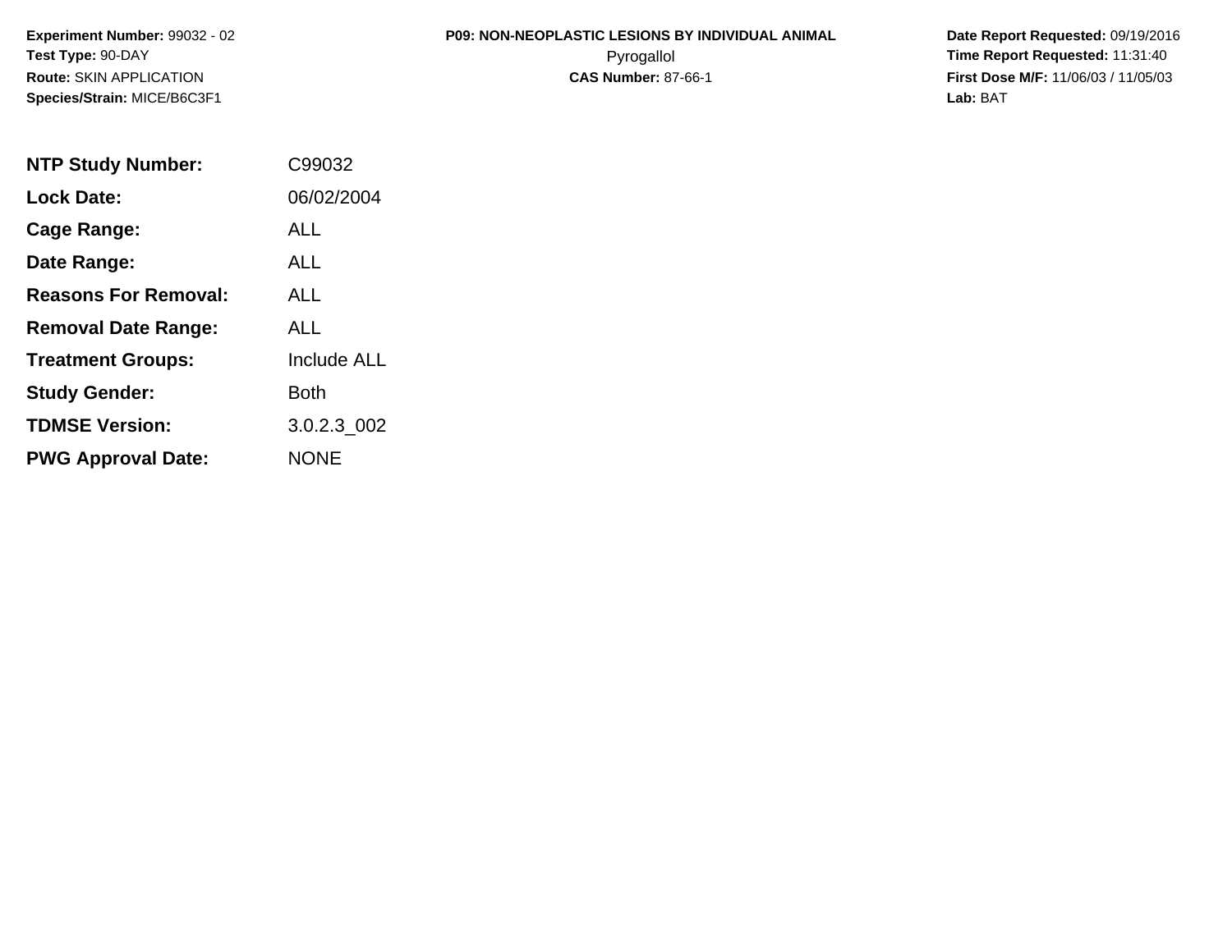**Experiment Number:** 99032 - 02
**Test Type:** 90-DAY
**Route:** SKIN APPLICATION
**Species/Strain:** MICE/B6C3F1

**P09: NON-NEOPLASTIC LESIONS BY INDIVIDUAL ANIMAL**
Pyrogallol
**CAS Number:** 87-66-1

**Date Report Requested:** 09/19/2016
**Time Report Requested:** 11:31:40
**First Dose M/F:** 11/06/03 / 11/05/03
**Lab:** BAT

| | |
|---|---|
| **NTP Study Number:** | C99032 |
| **Lock Date:** | 06/02/2004 |
| **Cage Range:** | ALL |
| **Date Range:** | ALL |
| **Reasons For Removal:** | ALL |
| **Removal Date Range:** | ALL |
| **Treatment Groups:** | Include ALL |
| **Study Gender:** | Both |
| **TDMSE Version:** | 3.0.2.3_002 |
| **PWG Approval Date:** | NONE |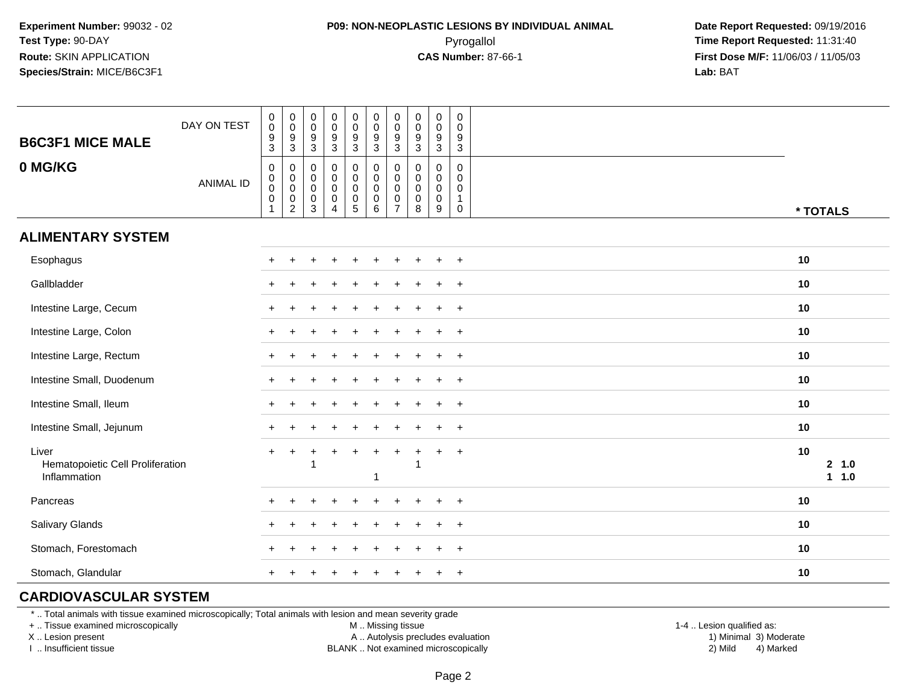**Experiment Number:** 99032 - 02
**Test Type:** 90-DAY
**Route:** SKIN APPLICATION
**Species/Strain:** MICE/B6C3F1

**P09: NON-NEOPLASTIC LESIONS BY INDIVIDUAL ANIMAL**
Pyrogallol
**CAS Number:** 87-66-1

**Date Report Requested:** 09/19/2016
**Time Report Requested:** 11:31:40
**First Dose M/F:** 11/06/03 / 11/05/03
**Lab:** BAT

| B6C3F1 MICE MALE / 0 MG/KG | | | | | | | | | | | |
|---|---|---|---|---|---|---|---|---|---|---|---|
| DAY ON TEST | 0093 | 0093 | 0093 | 0093 | 0093 | 0093 | 0093 | 0093 | 0093 | 0093 | |
| ANIMAL ID | 00001 | 00002 | 00003 | 00004 | 00005 | 00006 | 00007 | 00008 | 00009 | 00010 | * TOTALS |
| **ALIMENTARY SYSTEM** | | | | | | | | | | | |
| Esophagus | + | + | + | + | + | + | + | + | + | + | 10 |
| Gallbladder | + | + | + | + | + | + | + | + | + | + | 10 |
| Intestine Large, Cecum | + | + | + | + | + | + | + | + | + | + | 10 |
| Intestine Large, Colon | + | + | + | + | + | + | + | + | + | + | 10 |
| Intestine Large, Rectum | + | + | + | + | + | + | + | + | + | + | 10 |
| Intestine Small, Duodenum | + | + | + | + | + | + | + | + | + | + | 10 |
| Intestine Small, Ileum | + | + | + | + | + | + | + | + | + | + | 10 |
| Intestine Small, Jejunum | + | + | + | + | + | + | + | + | + | + | 10 |
| Liver | + | + | + | + | + | + | + | + | + | + | 10 |
| Hematopoietic Cell Proliferation | | | 1 | | | | | 1 | | | 2 1.0 |
| Inflammation | | | | | | 1 | | | | | 1 1.0 |
| Pancreas | + | + | + | + | + | + | + | + | + | + | 10 |
| Salivary Glands | + | + | + | + | + | + | + | + | + | + | 10 |
| Stomach, Forestomach | + | + | + | + | + | + | + | + | + | + | 10 |
| Stomach, Glandular | + | + | + | + | + | + | + | + | + | + | 10 |
| **CARDIOVASCULAR SYSTEM** | | | | | | | | | | | |

* .. Total animals with tissue examined microscopically; Total animals with lesion and mean severity grade
+ .. Tissue examined microscopically
X .. Lesion present
I .. Insufficient tissue

M .. Missing tissue
A .. Autolysis precludes evaluation
BLANK .. Not examined microscopically

1-4 .. Lesion qualified as:
1) Minimal 3) Moderate
2) Mild 4) Marked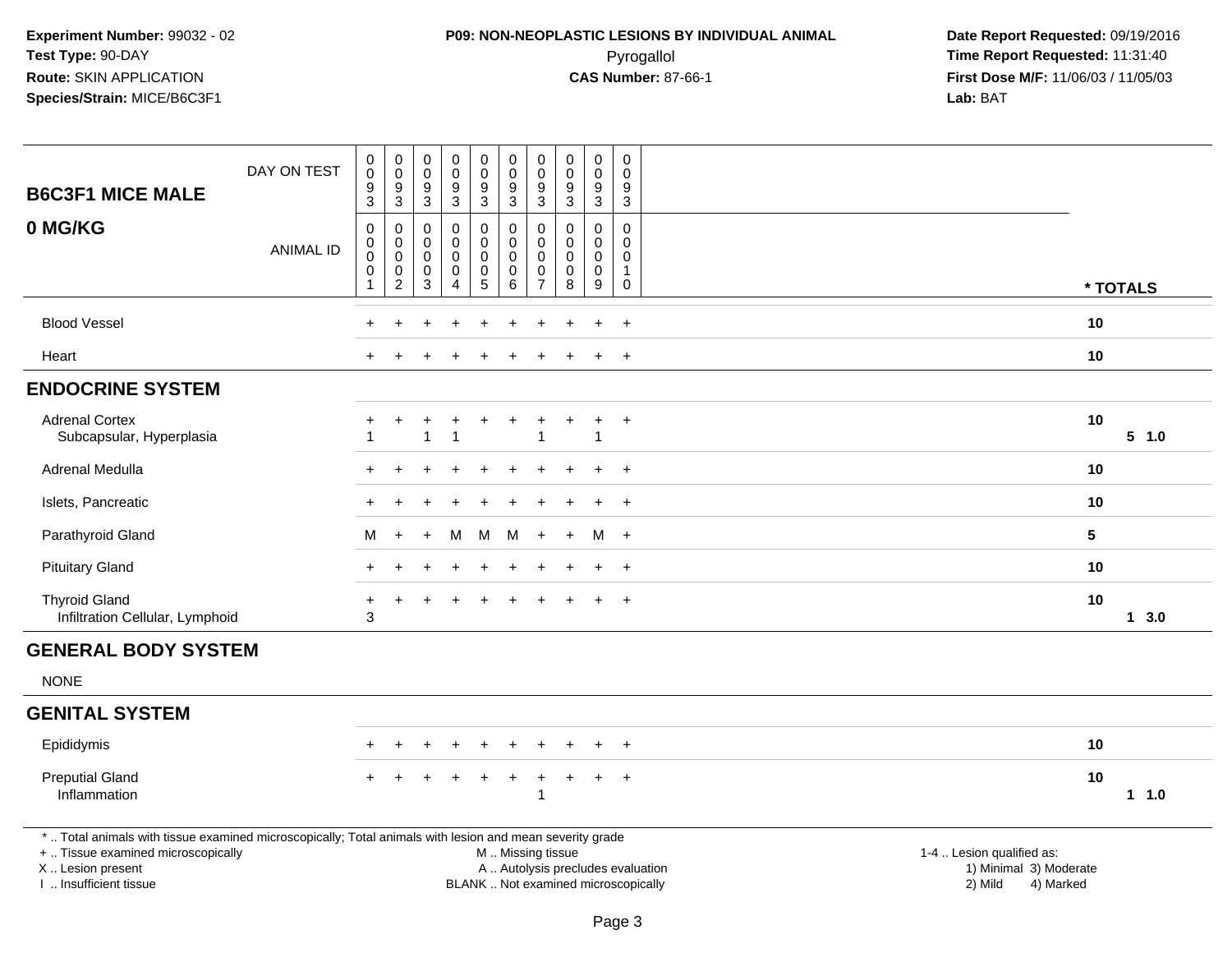**Experiment Number:** 99032 - 02
**Test Type:** 90-DAY
**Route:** SKIN APPLICATION
**Species/Strain:** MICE/B6C3F1

**P09: NON-NEOPLASTIC LESIONS BY INDIVIDUAL ANIMAL**
Pyrogallol
**CAS Number:** 87-66-1

**Date Report Requested:** 09/19/2016
**Time Report Requested:** 11:31:40
**First Dose M/F:** 11/06/03 / 11/05/03
**Lab:** BAT

| B6C3F1 MICE MALE / 0 MG/KG | | | | | | | | | | | | |
|---|---|---|---|---|---|---|---|---|---|---|---|---|
| DAY ON TEST | 0093 | 0093 | 0093 | 0093 | 0093 | 0093 | 0093 | 0093 | 0093 | 0093 | | |
| ANIMAL ID | 00001 | 00002 | 00003 | 00004 | 00005 | 00006 | 00007 | 00008 | 00009 | 00010 | * TOTALS | |
| Blood Vessel | + | + | + | + | + | + | + | + | + | + | 10 | |
| Heart | + | + | + | + | + | + | + | + | + | + | 10 | |
| **ENDOCRINE SYSTEM** | | | | | | | | | | | | |
| Adrenal Cortex | + | + | + | + | + | + | + | + | + | + | 10 | |
| Subcapsular, Hyperplasia | 1 | | 1 | 1 | | | 1 | | 1 | | | 5 1.0 |
| Adrenal Medulla | + | + | + | + | + | + | + | + | + | + | 10 | |
| Islets, Pancreatic | + | + | + | + | + | + | + | + | + | + | 10 | |
| Parathyroid Gland | M | + | + | M | M | M | + | + | M | + | 5 | |
| Pituitary Gland | + | + | + | + | + | + | + | + | + | + | 10 | |
| Thyroid Gland | + | + | + | + | + | + | + | + | + | + | 10 | |
| Infiltration Cellular, Lymphoid | 3 | | | | | | | | | | | 1 3.0 |
| **GENERAL BODY SYSTEM** | | | | | | | | | | | | |
| NONE | | | | | | | | | | | | |
| **GENITAL SYSTEM** | | | | | | | | | | | | |
| Epididymis | + | + | + | + | + | + | + | + | + | + | 10 | |
| Preputial Gland | + | + | + | + | + | + | + | + | + | + | 10 | |
| Inflammation | | | | | | | 1 | | | | | 1 1.0 |

\* .. Total animals with tissue examined microscopically; Total animals with lesion and mean severity grade
+ .. Tissue examined microscopically
X .. Lesion present
I .. Insufficient tissue

M .. Missing tissue
A .. Autolysis precludes evaluation
BLANK .. Not examined microscopically

1-4 .. Lesion qualified as:
1) Minimal 3) Moderate
2) Mild 4) Marked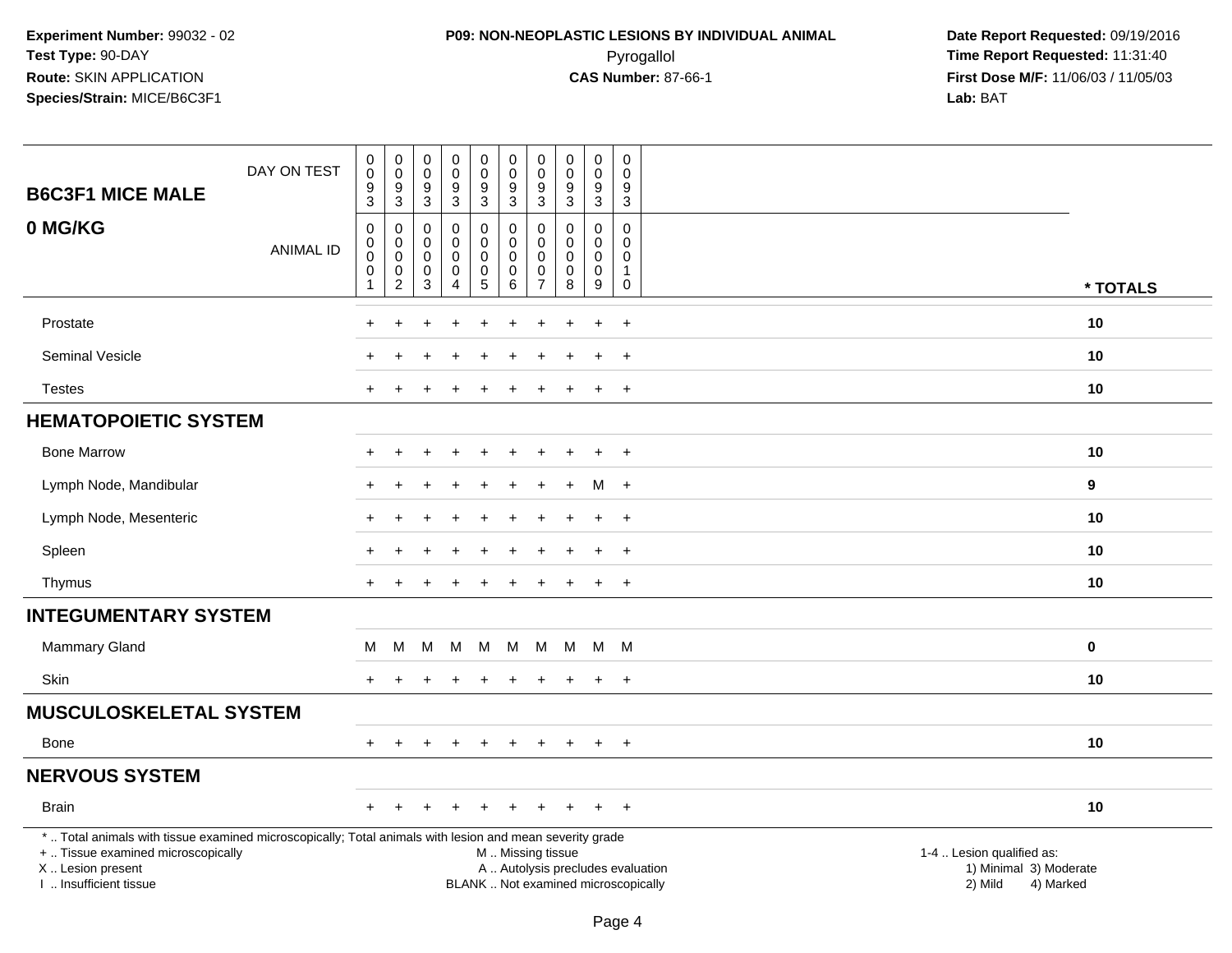Experiment Number: 99032 - 02
Test Type: 90-DAY
Route: SKIN APPLICATION
Species/Strain: MICE/B6C3F1

**P09: NON-NEOPLASTIC LESIONS BY INDIVIDUAL ANIMAL**
Pyrogallol
**CAS Number:** 87-66-1

Date Report Requested: 09/19/2016
Time Report Requested: 11:31:40
First Dose M/F: 11/06/03 / 11/05/03
Lab: BAT

| B6C3F1 MICE MALE / 0 MG/KG | | | | | | | | | | | |
|---|---|---|---|---|---|---|---|---|---|---|---|
| DAY ON TEST | 0093 | 0093 | 0093 | 0093 | 0093 | 0093 | 0093 | 0093 | 0093 | 0093 | |
| ANIMAL ID | 00001 | 00002 | 00003 | 00004 | 00005 | 00006 | 00007 | 00008 | 00009 | 00010 | * TOTALS |
| Prostate | + | + | + | + | + | + | + | + | + | + | 10 |
| Seminal Vesicle | + | + | + | + | + | + | + | + | + | + | 10 |
| Testes | + | + | + | + | + | + | + | + | + | + | 10 |
| **HEMATOPOIETIC SYSTEM** | | | | | | | | | | | |
| Bone Marrow | + | + | + | + | + | + | + | + | + | + | 10 |
| Lymph Node, Mandibular | + | + | + | + | + | + | + | + | M | + | 9 |
| Lymph Node, Mesenteric | + | + | + | + | + | + | + | + | + | + | 10 |
| Spleen | + | + | + | + | + | + | + | + | + | + | 10 |
| Thymus | + | + | + | + | + | + | + | + | + | + | 10 |
| **INTEGUMENTARY SYSTEM** | | | | | | | | | | | |
| Mammary Gland | M | M | M | M | M | M | M | M | M | M | 0 |
| Skin | + | + | + | + | + | + | + | + | + | + | 10 |
| **MUSCULOSKELETAL SYSTEM** | | | | | | | | | | | |
| Bone | + | + | + | + | + | + | + | + | + | + | 10 |
| **NERVOUS SYSTEM** | | | | | | | | | | | |
| Brain | + | + | + | + | + | + | + | + | + | + | 10 |

* .. Total animals with tissue examined microscopically; Total animals with lesion and mean severity grade
+ .. Tissue examined microscopically
X .. Lesion present
I .. Insufficient tissue

M .. Missing tissue
A .. Autolysis precludes evaluation
BLANK .. Not examined microscopically

1-4 .. Lesion qualified as:
1) Minimal 3) Moderate
2) Mild 4) Marked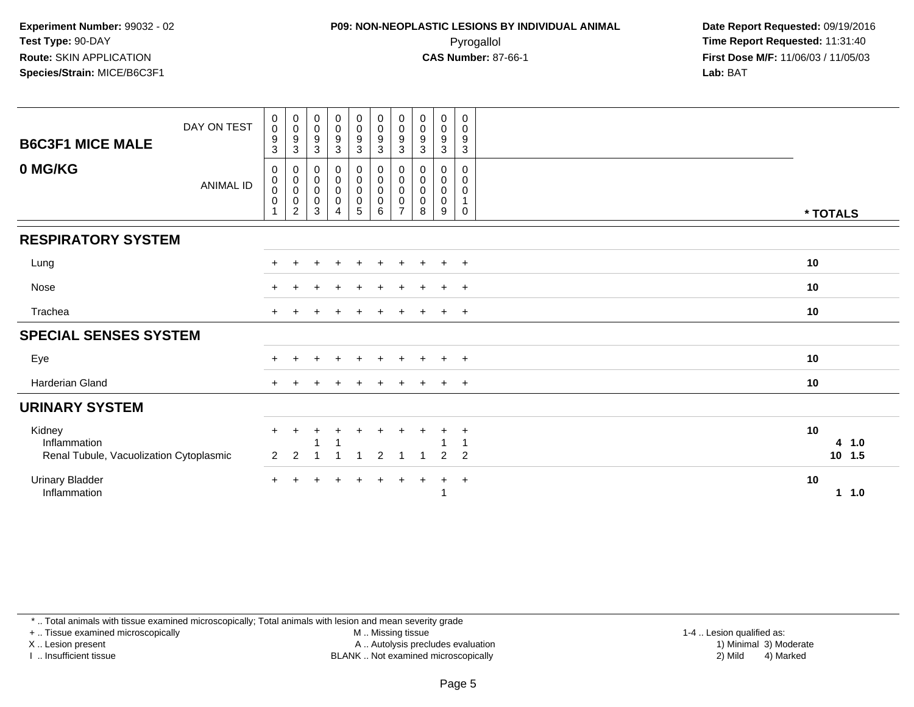**Experiment Number:** 99032 - 02
**Test Type:** 90-DAY
**Route:** SKIN APPLICATION
**Species/Strain:** MICE/B6C3F1

**P09: NON-NEOPLASTIC LESIONS BY INDIVIDUAL ANIMAL**
Pyrogallol
**CAS Number:** 87-66-1

**Date Report Requested:** 09/19/2016
**Time Report Requested:** 11:31:40
**First Dose M/F:** 11/06/03 / 11/05/03
**Lab:** BAT

| B6C3F1 MICE MALE 0 MG/KG | | | | | | | | | | | |
|---|---|---|---|---|---|---|---|---|---|---|---|
| DAY ON TEST | 0093 | 0093 | 0093 | 0093 | 0093 | 0093 | 0093 | 0093 | 0093 | 0093 | |
| ANIMAL ID | 00001 | 00002 | 00003 | 00004 | 00005 | 00006 | 00007 | 00008 | 00009 | 00010 | * TOTALS |
| **RESPIRATORY SYSTEM** | | | | | | | | | | | |
| Lung | + | + | + | + | + | + | + | + | + | + | 10 |
| Nose | + | + | + | + | + | + | + | + | + | + | 10 |
| Trachea | + | + | + | + | + | + | + | + | + | + | 10 |
| **SPECIAL SENSES SYSTEM** | | | | | | | | | | | |
| Eye | + | + | + | + | + | + | + | + | + | + | 10 |
| Harderian Gland | + | + | + | + | + | + | + | + | + | + | 10 |
| **URINARY SYSTEM** | | | | | | | | | | | |
| Kidney | + | + | + | + | + | + | + | + | + | + | 10 |
| Inflammation | | | 1 | 1 | | | | | 1 | 1 | 4 1.0 |
| Renal Tubule, Vacuolization Cytoplasmic | 2 | 2 | 1 | 1 | 1 | 2 | 1 | 1 | 2 | 2 | 10 1.5 |
| Urinary Bladder | + | + | + | + | + | + | + | + | + | + | 10 |
| Inflammation | | | | | | | | | 1 | | 1 1.0 |

* .. Total animals with tissue examined microscopically; Total animals with lesion and mean severity grade
+ .. Tissue examined microscopically
X .. Lesion present
I .. Insufficient tissue
M .. Missing tissue
A .. Autolysis precludes evaluation
BLANK .. Not examined microscopically
1-4 .. Lesion qualified as:
1) Minimal 3) Moderate
2) Mild 4) Marked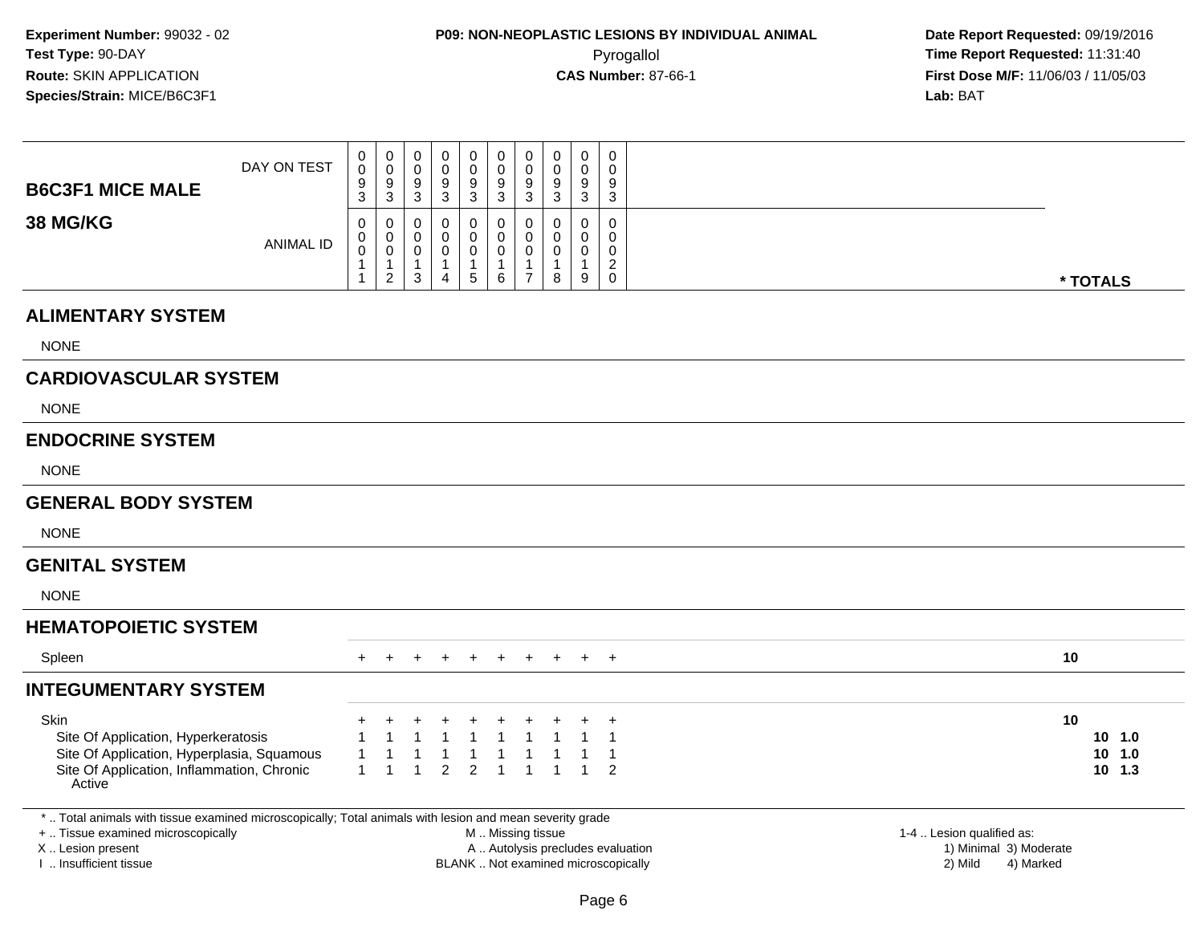**Experiment Number:** 99032 - 02
**Test Type:** 90-DAY
**Route:** SKIN APPLICATION
**Species/Strain:** MICE/B6C3F1

**P09: NON-NEOPLASTIC LESIONS BY INDIVIDUAL ANIMAL**
Pyrogallol
**CAS Number:** 87-66-1

**Date Report Requested:** 09/19/2016
**Time Report Requested:** 11:31:40
**First Dose M/F:** 11/06/03 / 11/05/03
**Lab:** BAT

| B6C3F1 MICE MALE / 38 MG/KG | | | | | | | | | | | |
|---|---|---|---|---|---|---|---|---|---|---|---|
| DAY ON TEST | 0093 | 0093 | 0093 | 0093 | 0093 | 0093 | 0093 | 0093 | 0093 | 0093 | |
| ANIMAL ID | 00011 | 00012 | 00013 | 00014 | 00015 | 00016 | 00017 | 00018 | 00019 | 00020 | * TOTALS |
| **ALIMENTARY SYSTEM** | | | | | | | | | | | |
| NONE | | | | | | | | | | | |
| **CARDIOVASCULAR SYSTEM** | | | | | | | | | | | |
| NONE | | | | | | | | | | | |
| **ENDOCRINE SYSTEM** | | | | | | | | | | | |
| NONE | | | | | | | | | | | |
| **GENERAL BODY SYSTEM** | | | | | | | | | | | |
| NONE | | | | | | | | | | | |
| **GENITAL SYSTEM** | | | | | | | | | | | |
| NONE | | | | | | | | | | | |
| **HEMATOPOIETIC SYSTEM** | | | | | | | | | | | |
| Spleen | + | + | + | + | + | + | + | + | + | + | 10 |
| **INTEGUMENTARY SYSTEM** | | | | | | | | | | | |
| Skin | + | + | + | + | + | + | + | + | + | + | 10 |
| Site Of Application, Hyperkeratosis | 1 | 1 | 1 | 1 | 1 | 1 | 1 | 1 | 1 | 1 | 10 1.0 |
| Site Of Application, Hyperplasia, Squamous | 1 | 1 | 1 | 1 | 1 | 1 | 1 | 1 | 1 | 1 | 10 1.0 |
| Site Of Application, Inflammation, Chronic Active | 1 | 1 | 1 | 2 | 2 | 1 | 1 | 1 | 1 | 2 | 10 1.3 |

* .. Total animals with tissue examined microscopically; Total animals with lesion and mean severity grade
+ .. Tissue examined microscopically
X .. Lesion present
I .. Insufficient tissue

M .. Missing tissue
A .. Autolysis precludes evaluation
BLANK .. Not examined microscopically

1-4 .. Lesion qualified as:
1) Minimal 3) Moderate
2) Mild 4) Marked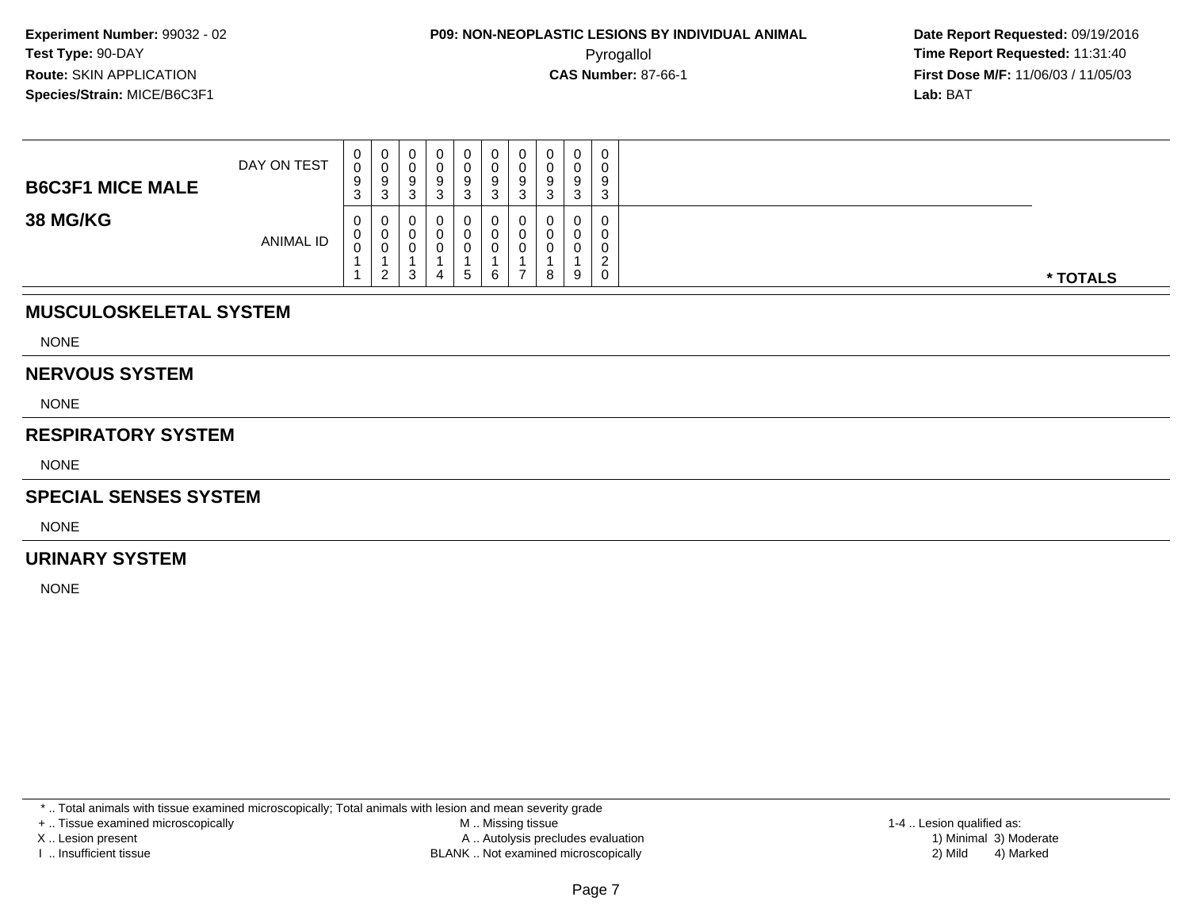**Experiment Number:** 99032 - 02
**Test Type:** 90-DAY
**Route:** SKIN APPLICATION
**Species/Strain:** MICE/B6C3F1

**P09: NON-NEOPLASTIC LESIONS BY INDIVIDUAL ANIMAL**
Pyrogallol
**CAS Number:** 87-66-1

**Date Report Requested:** 09/19/2016
**Time Report Requested:** 11:31:40
**First Dose M/F:** 11/06/03 / 11/05/03
**Lab:** BAT

| B6C3F1 MICE MALE 38 MG/KG | | | | | | | | | | | |
|---|---|---|---|---|---|---|---|---|---|---|---|
| DAY ON TEST | 0093 | 0093 | 0093 | 0093 | 0093 | 0093 | 0093 | 0093 | 0093 | 0093 | |
| ANIMAL ID | 00011 | 00012 | 00013 | 00014 | 00015 | 00016 | 00017 | 00018 | 00019 | 00020 | * TOTALS |

## MUSCULOSKELETAL SYSTEM

NONE

## NERVOUS SYSTEM

NONE

## RESPIRATORY SYSTEM

NONE

## SPECIAL SENSES SYSTEM

NONE

## URINARY SYSTEM

NONE

* .. Total animals with tissue examined microscopically; Total animals with lesion and mean severity grade
+ .. Tissue examined microscopically
X .. Lesion present
I .. Insufficient tissue
M .. Missing tissue
A .. Autolysis precludes evaluation
BLANK .. Not examined microscopically
1-4 .. Lesion qualified as:
1) Minimal 3) Moderate
2) Mild 4) Marked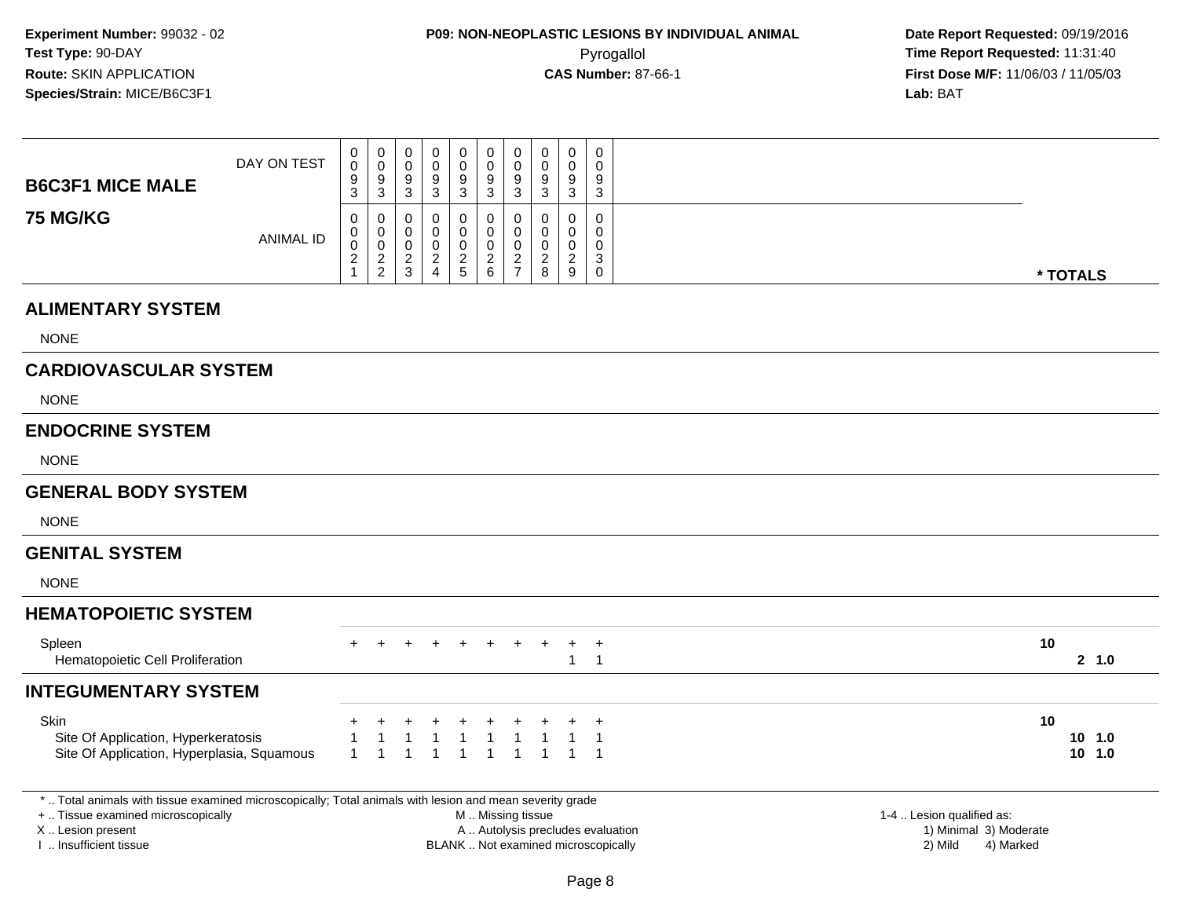**Experiment Number:** 99032 - 02
**Test Type:** 90-DAY
**Route:** SKIN APPLICATION
**Species/Strain:** MICE/B6C3F1

# P09: NON-NEOPLASTIC LESIONS BY INDIVIDUAL ANIMAL
Pyrogallol
**CAS Number:** 87-66-1

**Date Report Requested:** 09/19/2016
**Time Report Requested:** 11:31:40
**First Dose M/F:** 11/06/03 / 11/05/03
**Lab:** BAT

| B6C3F1 MICE MALE 75 MG/KG | | | | | | | | | | | | |
|---|---|---|---|---|---|---|---|---|---|---|---|---|
| DAY ON TEST | 0093 | 0093 | 0093 | 0093 | 0093 | 0093 | 0093 | 0093 | 0093 | 0093 | | |
| ANIMAL ID | 00021 | 00022 | 00023 | 00024 | 00025 | 00026 | 00027 | 00028 | 00029 | 00030 | * TOTALS | |
| **ALIMENTARY SYSTEM** | | | | | | | | | | | | |
| NONE | | | | | | | | | | | | |
| **CARDIOVASCULAR SYSTEM** | | | | | | | | | | | | |
| NONE | | | | | | | | | | | | |
| **ENDOCRINE SYSTEM** | | | | | | | | | | | | |
| NONE | | | | | | | | | | | | |
| **GENERAL BODY SYSTEM** | | | | | | | | | | | | |
| NONE | | | | | | | | | | | | |
| **GENITAL SYSTEM** | | | | | | | | | | | | |
| NONE | | | | | | | | | | | | |
| **HEMATOPOIETIC SYSTEM** | | | | | | | | | | | | |
| Spleen | + | + | + | + | + | + | + | + | + | + | 10 | |
| Hematopoietic Cell Proliferation | | | | | | | | | 1 | 1 | 2 | 1.0 |
| **INTEGUMENTARY SYSTEM** | | | | | | | | | | | | |
| Skin | + | + | + | + | + | + | + | + | + | + | 10 | |
| Site Of Application, Hyperkeratosis | 1 | 1 | 1 | 1 | 1 | 1 | 1 | 1 | 1 | 1 | 10 | 1.0 |
| Site Of Application, Hyperplasia, Squamous | 1 | 1 | 1 | 1 | 1 | 1 | 1 | 1 | 1 | 1 | 10 | 1.0 |

* .. Total animals with tissue examined microscopically; Total animals with lesion and mean severity grade
+ .. Tissue examined microscopically
X .. Lesion present
I .. Insufficient tissue

M .. Missing tissue
A .. Autolysis precludes evaluation
BLANK .. Not examined microscopically

1-4 .. Lesion qualified as:
1) Minimal 3) Moderate
2) Mild 4) Marked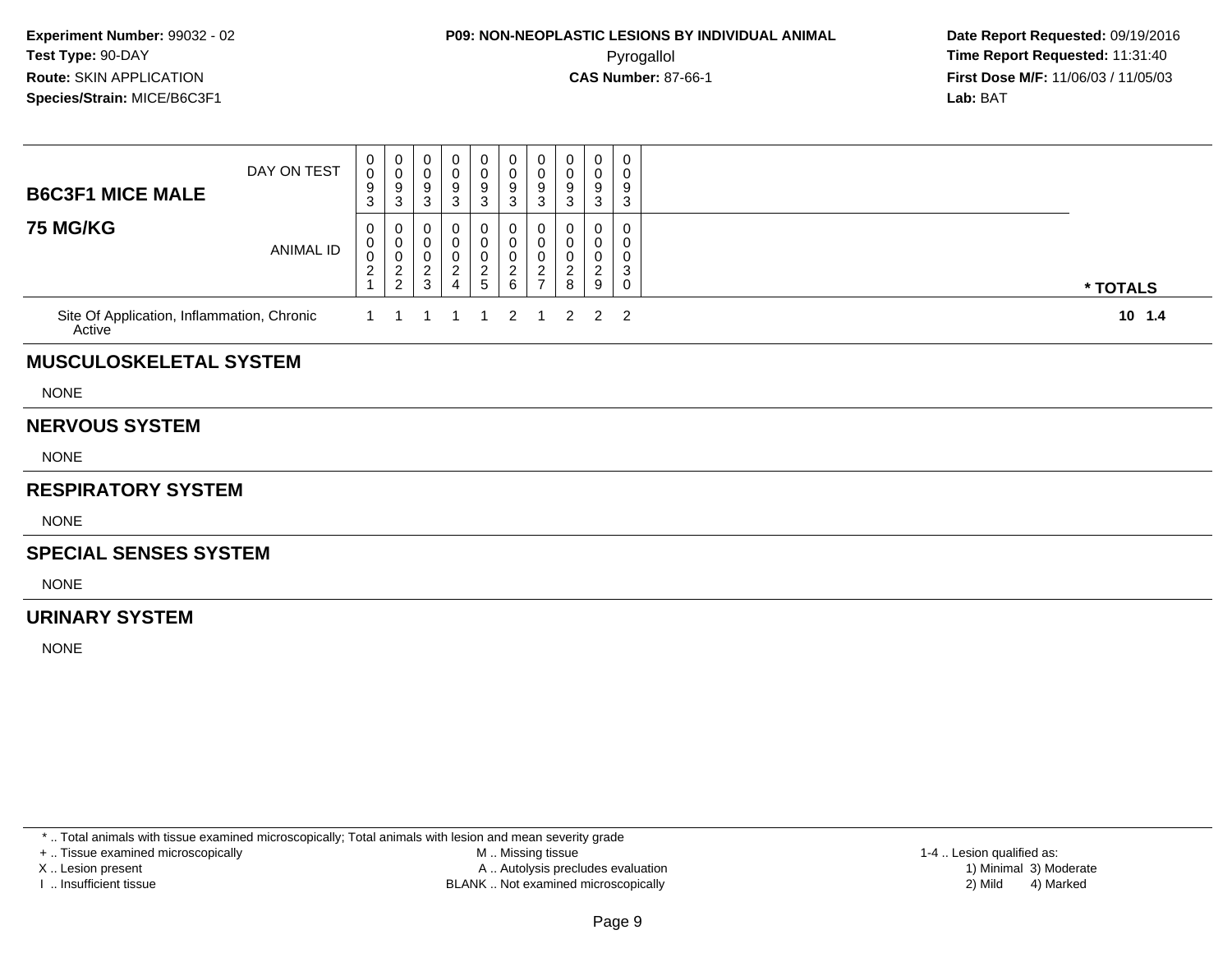**Experiment Number:** 99032 - 02
**Test Type:** 90-DAY
**Route:** SKIN APPLICATION
**Species/Strain:** MICE/B6C3F1

**P09: NON-NEOPLASTIC LESIONS BY INDIVIDUAL ANIMAL**
Pyrogallol
**CAS Number:** 87-66-1

**Date Report Requested:** 09/19/2016
**Time Report Requested:** 11:31:40
**First Dose M/F:** 11/06/03 / 11/05/03
**Lab:** BAT

| **B6C3F1 MICE MALE** DAY ON TEST | 0093 | 0093 | 0093 | 0093 | 0093 | 0093 | 0093 | 0093 | 0093 | 0093 | |
|---|---|---|---|---|---|---|---|---|---|---|---|
| **75 MG/KG** ANIMAL ID | 00021 | 00022 | 00023 | 00024 | 00025 | 00026 | 00027 | 00028 | 00029 | 00030 | *** TOTALS** |
| Site Of Application, Inflammation, Chronic Active | 1 | 1 | 1 | 1 | 1 | 2 | 1 | 2 | 2 | 2 | **10 1.4** |

## MUSCULOSKELETAL SYSTEM

NONE

## NERVOUS SYSTEM

NONE

## RESPIRATORY SYSTEM

NONE

## SPECIAL SENSES SYSTEM

NONE

## URINARY SYSTEM

NONE

* .. Total animals with tissue examined microscopically; Total animals with lesion and mean severity grade
+ .. Tissue examined microscopically
X .. Lesion present
I .. Insufficient tissue

M .. Missing tissue
A .. Autolysis precludes evaluation
BLANK .. Not examined microscopically

1-4 .. Lesion qualified as:
1) Minimal 3) Moderate
2) Mild 4) Marked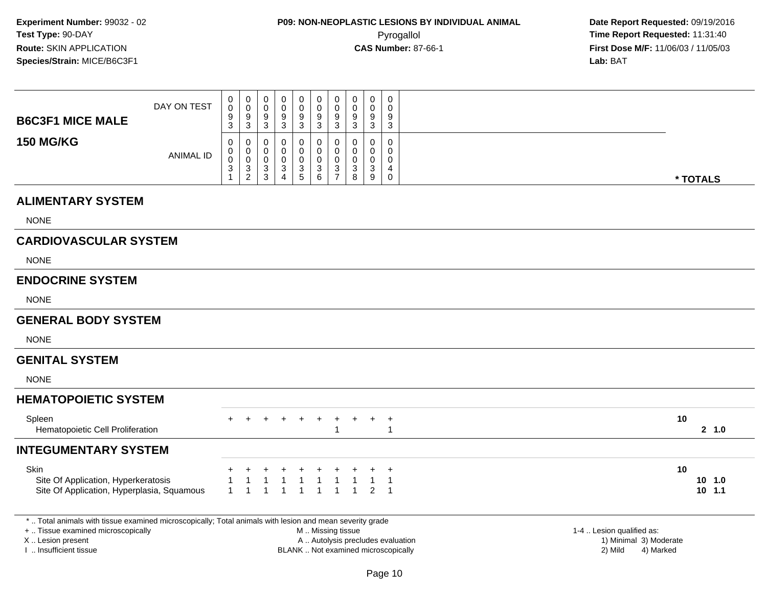**Experiment Number:** 99032 - 02
**Test Type:** 90-DAY
**Route:** SKIN APPLICATION
**Species/Strain:** MICE/B6C3F1

**P09: NON-NEOPLASTIC LESIONS BY INDIVIDUAL ANIMAL**
Pyrogallol
**CAS Number:** 87-66-1

**Date Report Requested:** 09/19/2016
**Time Report Requested:** 11:31:40
**First Dose M/F:** 11/06/03 / 11/05/03
**Lab:** BAT

## B6C3F1 MICE MALE
## 150 MG/KG

| | | | | | | | | | | | |
|---|---|---|---|---|---|---|---|---|---|---|---|
| DAY ON TEST | 0093 | 0093 | 0093 | 0093 | 0093 | 0093 | 0093 | 0093 | 0093 | 0093 | |
| ANIMAL ID | 00031 | 00032 | 00033 | 00034 | 00035 | 00036 | 00037 | 00038 | 00039 | 00040 | * TOTALS |
| **ALIMENTARY SYSTEM** | | | | | | | | | | | |
| NONE | | | | | | | | | | | |
| **CARDIOVASCULAR SYSTEM** | | | | | | | | | | | |
| NONE | | | | | | | | | | | |
| **ENDOCRINE SYSTEM** | | | | | | | | | | | |
| NONE | | | | | | | | | | | |
| **GENERAL BODY SYSTEM** | | | | | | | | | | | |
| NONE | | | | | | | | | | | |
| **GENITAL SYSTEM** | | | | | | | | | | | |
| NONE | | | | | | | | | | | |
| **HEMATOPOIETIC SYSTEM** | | | | | | | | | | | |
| Spleen | + | + | + | + | + | + | + | + | + | + | 10 |
| Hematopoietic Cell Proliferation | | | | | | | 1 | | | 1 | 2 1.0 |
| **INTEGUMENTARY SYSTEM** | | | | | | | | | | | |
| Skin | + | + | + | + | + | + | + | + | + | + | 10 |
| Site Of Application, Hyperkeratosis | 1 | 1 | 1 | 1 | 1 | 1 | 1 | 1 | 1 | 1 | 10 1.0 |
| Site Of Application, Hyperplasia, Squamous | 1 | 1 | 1 | 1 | 1 | 1 | 1 | 1 | 2 | 1 | 10 1.1 |

* .. Total animals with tissue examined microscopically; Total animals with lesion and mean severity grade
+ .. Tissue examined microscopically
X .. Lesion present
I .. Insufficient tissue

M .. Missing tissue
A .. Autolysis precludes evaluation
BLANK .. Not examined microscopically

1-4 .. Lesion qualified as:
1) Minimal 3) Moderate
2) Mild 4) Marked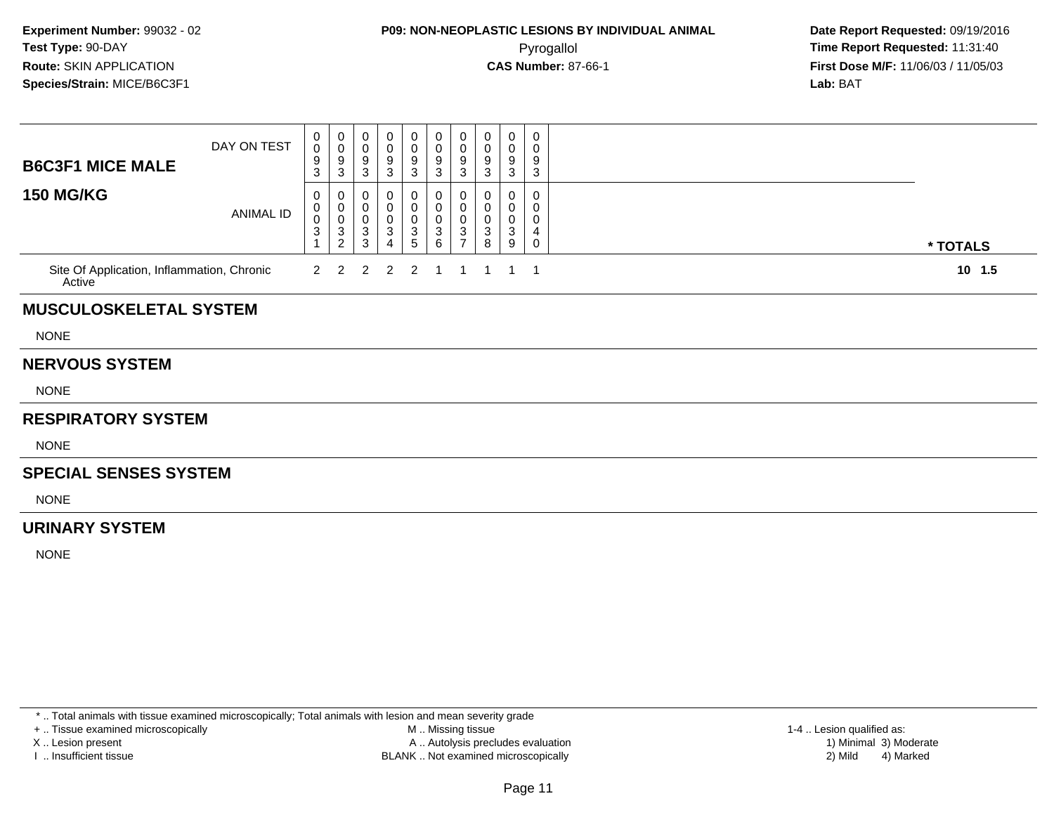**Experiment Number:** 99032 - 02
**Test Type:** 90-DAY
**Route:** SKIN APPLICATION
**Species/Strain:** MICE/B6C3F1

**P09: NON-NEOPLASTIC LESIONS BY INDIVIDUAL ANIMAL**
Pyrogallol
**CAS Number:** 87-66-1

**Date Report Requested:** 09/19/2016
**Time Report Requested:** 11:31:40
**First Dose M/F:** 11/06/03 / 11/05/03
**Lab:** BAT

| **B6C3F1 MICE MALE** / **150 MG/KG** | | | | | | | | | | | |
|---|---|---|---|---|---|---|---|---|---|---|---|
| DAY ON TEST | 0093 | 0093 | 0093 | 0093 | 0093 | 0093 | 0093 | 0093 | 0093 | 0093 | |
| ANIMAL ID | 00031 | 00032 | 00033 | 00034 | 00035 | 00036 | 00037 | 00038 | 00039 | 00040 | * TOTALS |
| Site Of Application, Inflammation, Chronic Active | 2 | 2 | 2 | 2 | 2 | 1 | 1 | 1 | 1 | 1 | 10 1.5 |

## MUSCULOSKELETAL SYSTEM

NONE

## NERVOUS SYSTEM

NONE

## RESPIRATORY SYSTEM

NONE

## SPECIAL SENSES SYSTEM

NONE

## URINARY SYSTEM

NONE

* .. Total animals with tissue examined microscopically; Total animals with lesion and mean severity grade
+ .. Tissue examined microscopically
X .. Lesion present
I .. Insufficient tissue

M .. Missing tissue
A .. Autolysis precludes evaluation
BLANK .. Not examined microscopically

1-4 .. Lesion qualified as:
1) Minimal 3) Moderate
2) Mild 4) Marked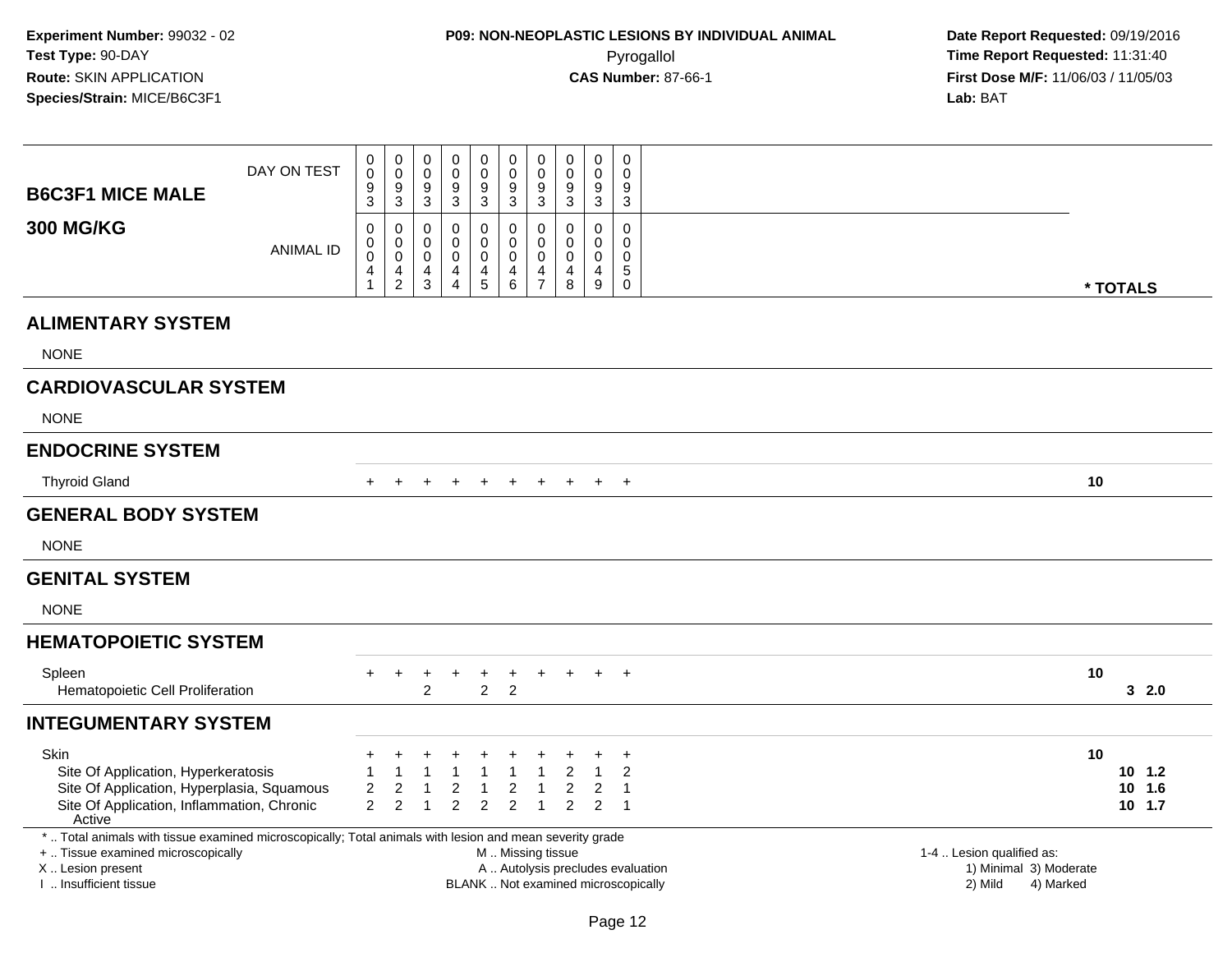**Experiment Number:** 99032 - 02
**Test Type:** 90-DAY
**Route:** SKIN APPLICATION
**Species/Strain:** MICE/B6C3F1

**P09: NON-NEOPLASTIC LESIONS BY INDIVIDUAL ANIMAL**
Pyrogallol
**CAS Number:** 87-66-1

**Date Report Requested:** 09/19/2016
**Time Report Requested:** 11:31:40
**First Dose M/F:** 11/06/03 / 11/05/03
**Lab:** BAT

| B6C3F1 MICE MALE 300 MG/KG | | | | | | | | | | | | |
|---|---|---|---|---|---|---|---|---|---|---|---|---|
| DAY ON TEST | 0093 | 0093 | 0093 | 0093 | 0093 | 0093 | 0093 | 0093 | 0093 | 0093 | | |
| ANIMAL ID | 00041 | 00042 | 00043 | 00044 | 00045 | 00046 | 00047 | 00048 | 00049 | 00050 | * TOTALS | |
| **ALIMENTARY SYSTEM** | | | | | | | | | | | | |
| NONE | | | | | | | | | | | | |
| **CARDIOVASCULAR SYSTEM** | | | | | | | | | | | | |
| NONE | | | | | | | | | | | | |
| **ENDOCRINE SYSTEM** | | | | | | | | | | | | |
| Thyroid Gland | + | + | + | + | + | + | + | + | + | + | 10 | |
| **GENERAL BODY SYSTEM** | | | | | | | | | | | | |
| NONE | | | | | | | | | | | | |
| **GENITAL SYSTEM** | | | | | | | | | | | | |
| NONE | | | | | | | | | | | | |
| **HEMATOPOIETIC SYSTEM** | | | | | | | | | | | | |
| Spleen | + | + | + | + | + | + | + | + | + | + | 10 | |
| Hematopoietic Cell Proliferation | | | 2 | | 2 | 2 | | | | | 3 | 2.0 |
| **INTEGUMENTARY SYSTEM** | | | | | | | | | | | | |
| Skin | + | + | + | + | + | + | + | + | + | + | 10 | |
| Site Of Application, Hyperkeratosis | 1 | 1 | 1 | 1 | 1 | 1 | 1 | 2 | 1 | 2 | 10 | 1.2 |
| Site Of Application, Hyperplasia, Squamous | 2 | 2 | 1 | 2 | 1 | 2 | 1 | 2 | 2 | 1 | 10 | 1.6 |
| Site Of Application, Inflammation, Chronic Active | 2 | 2 | 1 | 2 | 2 | 2 | 1 | 2 | 2 | 1 | 10 | 1.7 |

* .. Total animals with tissue examined microscopically; Total animals with lesion and mean severity grade
+ .. Tissue examined microscopically
X .. Lesion present
I .. Insufficient tissue

M .. Missing tissue
A .. Autolysis precludes evaluation
BLANK .. Not examined microscopically

1-4 .. Lesion qualified as:
1) Minimal 2) Mild 3) Moderate 4) Marked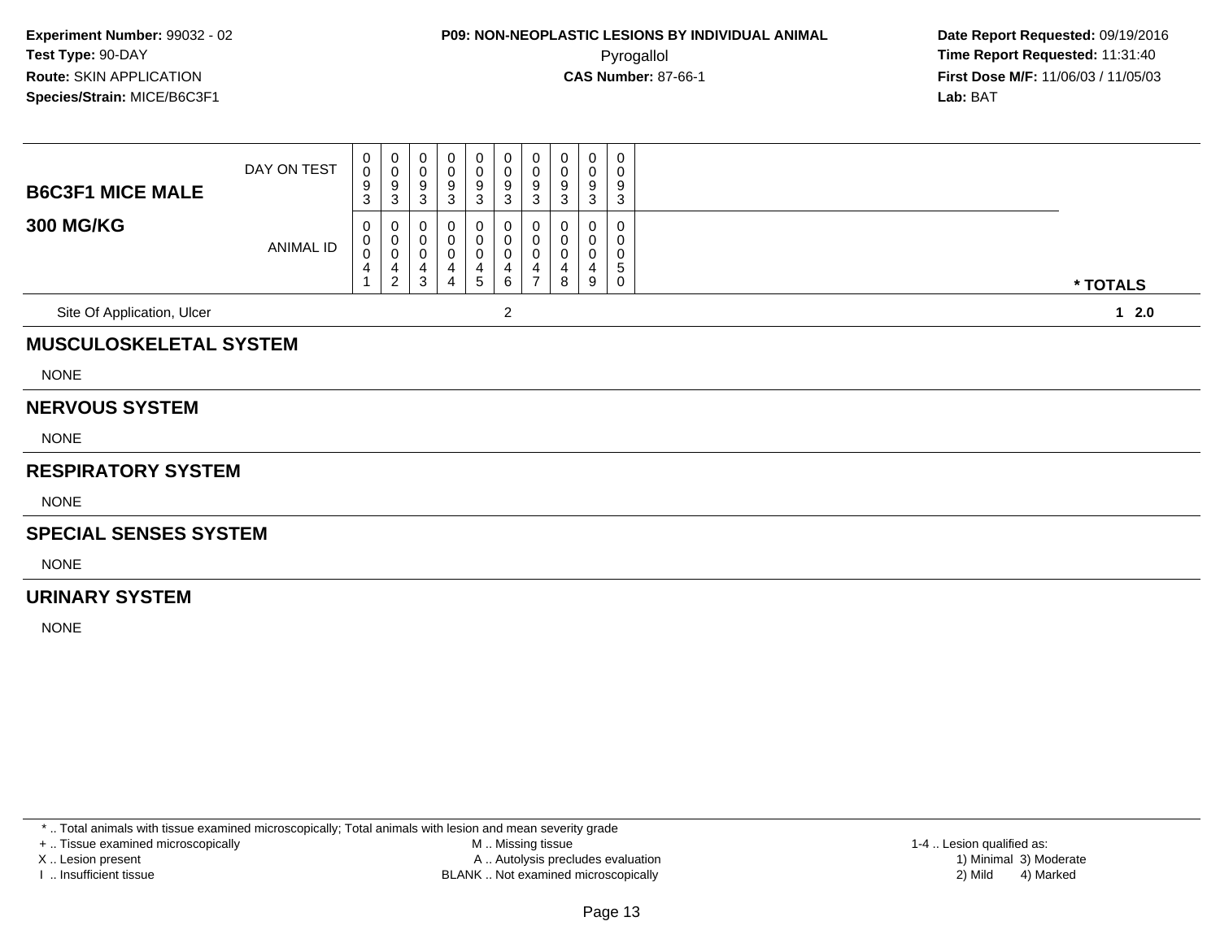**Experiment Number:** 99032 - 02
**Test Type:** 90-DAY
**Route:** SKIN APPLICATION
**Species/Strain:** MICE/B6C3F1

**P09: NON-NEOPLASTIC LESIONS BY INDIVIDUAL ANIMAL**
Pyrogallol
**CAS Number:** 87-66-1

**Date Report Requested:** 09/19/2016
**Time Report Requested:** 11:31:40
**First Dose M/F:** 11/06/03 / 11/05/03
**Lab:** BAT

| **B6C3F1 MICE MALE** DAY ON TEST | 0093 | 0093 | 0093 | 0093 | 0093 | 0093 | 0093 | 0093 | 0093 | 0093 | |
|---|---|---|---|---|---|---|---|---|---|---|---|
| **300 MG/KG** ANIMAL ID | 00041 | 00042 | 00043 | 00044 | 00045 | 00046 | 00047 | 00048 | 00049 | 00050 | *** TOTALS** |
| Site Of Application, Ulcer | | | | | | 2 | | | | | **1 2.0** |

## MUSCULOSKELETAL SYSTEM

NONE

## NERVOUS SYSTEM

NONE

## RESPIRATORY SYSTEM

NONE

## SPECIAL SENSES SYSTEM

NONE

## URINARY SYSTEM

NONE

* .. Total animals with tissue examined microscopically; Total animals with lesion and mean severity grade
+ .. Tissue examined microscopically
X .. Lesion present
I .. Insufficient tissue
M .. Missing tissue
A .. Autolysis precludes evaluation
BLANK .. Not examined microscopically
1-4 .. Lesion qualified as:
1) Minimal 2) Mild 3) Moderate 4) Marked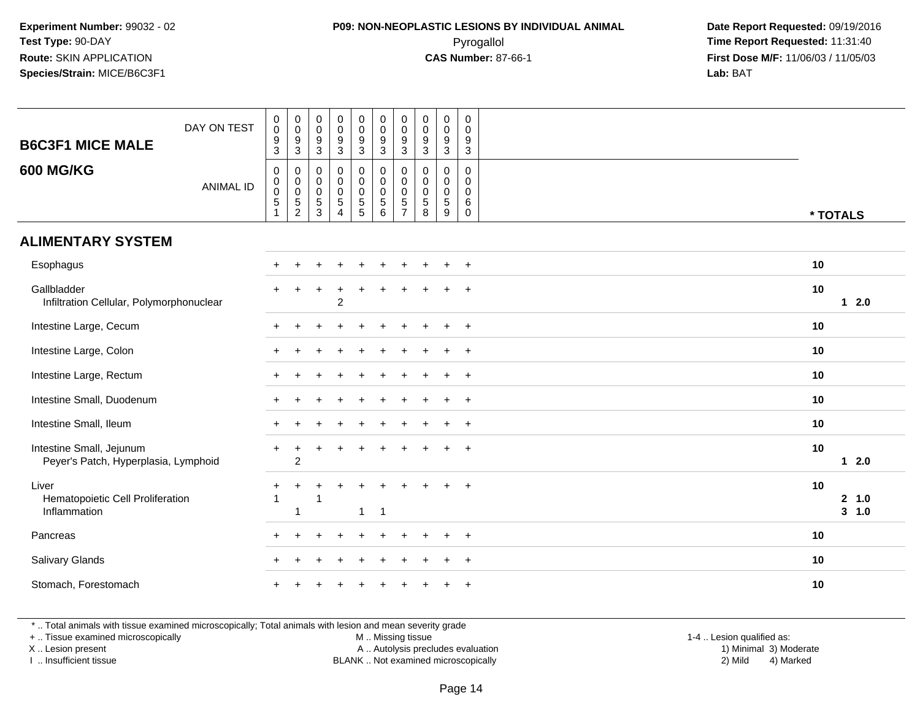**Experiment Number:** 99032 - 02
**Test Type:** 90-DAY
**Route:** SKIN APPLICATION
**Species/Strain:** MICE/B6C3F1

**P09: NON-NEOPLASTIC LESIONS BY INDIVIDUAL ANIMAL**
Pyrogallol
**CAS Number:** 87-66-1

**Date Report Requested:** 09/19/2016
**Time Report Requested:** 11:31:40
**First Dose M/F:** 11/06/03 / 11/05/03
**Lab:** BAT

| B6C3F1 MICE MALE 600 MG/KG | DAY ON TEST | 0093 | 0093 | 0093 | 0093 | 0093 | 0093 | 0093 | 0093 | 0093 | 0093 | * TOTALS | |
|---|---|---|---|---|---|---|---|---|---|---|---|---|---|
| | ANIMAL ID | 00051 | 00052 | 00053 | 00054 | 00055 | 00056 | 00057 | 00058 | 00059 | 00060 | | |
| **ALIMENTARY SYSTEM** | | | | | | | | | | | | | |
| Esophagus | | + | + | + | + | + | + | + | + | + | + | 10 | |
| Gallbladder | | + | + | + | + | + | + | + | + | + | + | 10 | |
| Infiltration Cellular, Polymorphonuclear | | | | | 2 | | | | | | | | 1 2.0 |
| Intestine Large, Cecum | | + | + | + | + | + | + | + | + | + | + | 10 | |
| Intestine Large, Colon | | + | + | + | + | + | + | + | + | + | + | 10 | |
| Intestine Large, Rectum | | + | + | + | + | + | + | + | + | + | + | 10 | |
| Intestine Small, Duodenum | | + | + | + | + | + | + | + | + | + | + | 10 | |
| Intestine Small, Ileum | | + | + | + | + | + | + | + | + | + | + | 10 | |
| Intestine Small, Jejunum | | + | + | + | + | + | + | + | + | + | + | 10 | |
| Peyer's Patch, Hyperplasia, Lymphoid | | | 2 | | | | | | | | | | 1 2.0 |
| Liver | | + | + | + | + | + | + | + | + | + | + | 10 | |
| Hematopoietic Cell Proliferation | | 1 | | 1 | | | | | | | | | 2 1.0 |
| Inflammation | | | 1 | | | 1 | 1 | | | | | | 3 1.0 |
| Pancreas | | + | + | + | + | + | + | + | + | + | + | 10 | |
| Salivary Glands | | + | + | + | + | + | + | + | + | + | + | 10 | |
| Stomach, Forestomach | | + | + | + | + | + | + | + | + | + | + | 10 | |

* .. Total animals with tissue examined microscopically; Total animals with lesion and mean severity grade
+ .. Tissue examined microscopically
X .. Lesion present
I .. Insufficient tissue

M .. Missing tissue
A .. Autolysis precludes evaluation
BLANK .. Not examined microscopically

1-4 .. Lesion qualified as:
1) Minimal 3) Moderate
2) Mild 4) Marked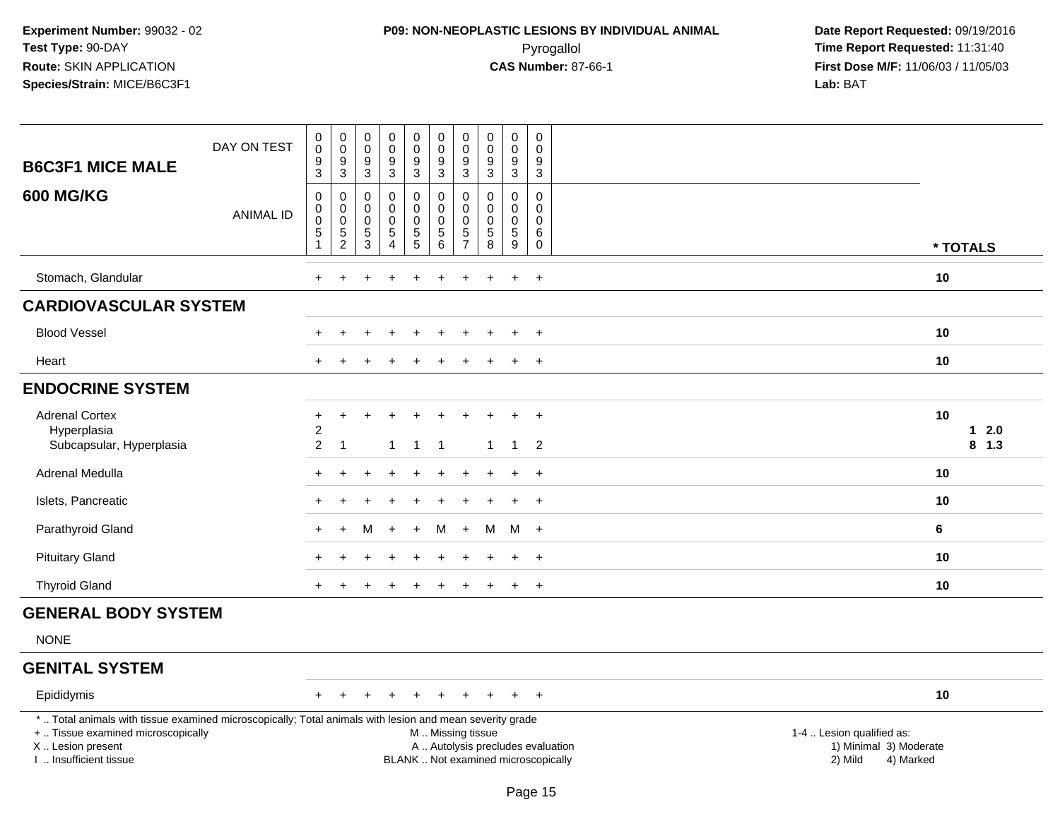**Experiment Number:** 99032 - 02
**Test Type:** 90-DAY
**Route:** SKIN APPLICATION
**Species/Strain:** MICE/B6C3F1

**P09: NON-NEOPLASTIC LESIONS BY INDIVIDUAL ANIMAL**
Pyrogallol
**CAS Number:** 87-66-1

**Date Report Requested:** 09/19/2016
**Time Report Requested:** 11:31:40
**First Dose M/F:** 11/06/03 / 11/05/03
**Lab:** BAT

| B6C3F1 MICE MALE 600 MG/KG | | | | | | | | | | | |
|---|---|---|---|---|---|---|---|---|---|---|---|
| DAY ON TEST | 0093 | 0093 | 0093 | 0093 | 0093 | 0093 | 0093 | 0093 | 0093 | 0093 | |
| ANIMAL ID | 00051 | 00052 | 00053 | 00054 | 00055 | 00056 | 00057 | 00058 | 00059 | 00060 | * TOTALS |
| Stomach, Glandular | + | + | + | + | + | + | + | + | + | + | 10 |
| **CARDIOVASCULAR SYSTEM** | | | | | | | | | | | |
| Blood Vessel | + | + | + | + | + | + | + | + | + | + | 10 |
| Heart | + | + | + | + | + | + | + | + | + | + | 10 |
| **ENDOCRINE SYSTEM** | | | | | | | | | | | |
| Adrenal Cortex | + | + | + | + | + | + | + | + | + | + | 10 |
| Hyperplasia | 2 | | | | | | | | | | 1 2.0 |
| Subcapsular, Hyperplasia | 2 | 1 | | 1 | 1 | 1 | | 1 | 1 | 2 | 8 1.3 |
| Adrenal Medulla | + | + | + | + | + | + | + | + | + | + | 10 |
| Islets, Pancreatic | + | + | + | + | + | + | + | + | + | + | 10 |
| Parathyroid Gland | + | + | M | + | + | M | + | M | M | + | 6 |
| Pituitary Gland | + | + | + | + | + | + | + | + | + | + | 10 |
| Thyroid Gland | + | + | + | + | + | + | + | + | + | + | 10 |
| **GENERAL BODY SYSTEM** | | | | | | | | | | | |
| NONE | | | | | | | | | | | |
| **GENITAL SYSTEM** | | | | | | | | | | | |
| Epididymis | + | + | + | + | + | + | + | + | + | + | 10 |

\* .. Total animals with tissue examined microscopically; Total animals with lesion and mean severity grade
\+ .. Tissue examined microscopically
X .. Lesion present
I .. Insufficient tissue
M .. Missing tissue
A .. Autolysis precludes evaluation
BLANK .. Not examined microscopically
1-4 .. Lesion qualified as: 1) Minimal 2) Mild 3) Moderate 4) Marked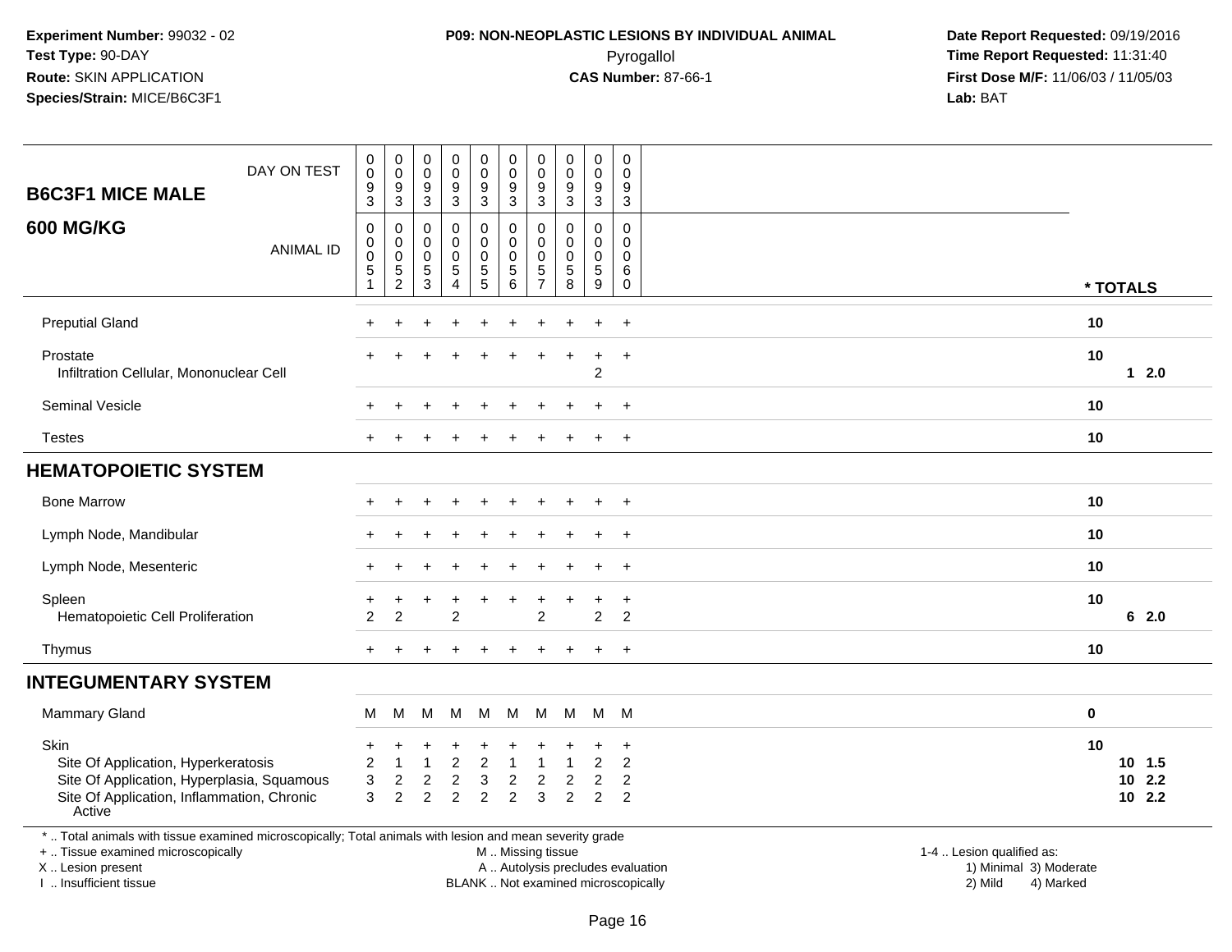**Experiment Number:** 99032 - 02
**Test Type:** 90-DAY
**Route:** SKIN APPLICATION
**Species/Strain:** MICE/B6C3F1

**P09: NON-NEOPLASTIC LESIONS BY INDIVIDUAL ANIMAL**
Pyrogallol
**CAS Number:** 87-66-1

**Date Report Requested:** 09/19/2016
**Time Report Requested:** 11:31:40
**First Dose M/F:** 11/06/03 / 11/05/03
**Lab:** BAT

## B6C3F1 MICE MALE
## 600 MG/KG

| DAY ON TEST | 0093 | 0093 | 0093 | 0093 | 0093 | 0093 | 0093 | 0093 | 0093 | 0093 | |
|---|---|---|---|---|---|---|---|---|---|---|---|
| ANIMAL ID | 00051 | 00052 | 00053 | 00054 | 00055 | 00056 | 00057 | 00058 | 00059 | 00060 | * TOTALS |
| Preputial Gland | + | + | + | + | + | + | + | + | + | + | 10 |
| Prostate | + | + | + | + | + | + | + | + | + | + | 10 |
| Infiltration Cellular, Mononuclear Cell | | | | | | | | | 2 | | 1 2.0 |
| Seminal Vesicle | + | + | + | + | + | + | + | + | + | + | 10 |
| Testes | + | + | + | + | + | + | + | + | + | + | 10 |
| **HEMATOPOIETIC SYSTEM** | | | | | | | | | | | |
| Bone Marrow | + | + | + | + | + | + | + | + | + | + | 10 |
| Lymph Node, Mandibular | + | + | + | + | + | + | + | + | + | + | 10 |
| Lymph Node, Mesenteric | + | + | + | + | + | + | + | + | + | + | 10 |
| Spleen | + | + | + | + | + | + | + | + | + | + | 10 |
| Hematopoietic Cell Proliferation | 2 | 2 | | 2 | | | 2 | | 2 | 2 | 6 2.0 |
| Thymus | + | + | + | + | + | + | + | + | + | + | 10 |
| **INTEGUMENTARY SYSTEM** | | | | | | | | | | | |
| Mammary Gland | M | M | M | M | M | M | M | M | M | M | 0 |
| Skin | + | + | + | + | + | + | + | + | + | + | 10 |
| Site Of Application, Hyperkeratosis | 2 | 1 | 1 | 2 | 2 | 1 | 1 | 1 | 2 | 2 | 10 1.5 |
| Site Of Application, Hyperplasia, Squamous | 3 | 2 | 2 | 2 | 3 | 2 | 2 | 2 | 2 | 2 | 10 2.2 |
| Site Of Application, Inflammation, Chronic Active | 3 | 2 | 2 | 2 | 2 | 2 | 3 | 2 | 2 | 2 | 10 2.2 |

* .. Total animals with tissue examined microscopically; Total animals with lesion and mean severity grade
+ .. Tissue examined microscopically
X .. Lesion present
I .. Insufficient tissue

M .. Missing tissue
A .. Autolysis precludes evaluation
BLANK .. Not examined microscopically

1-4 .. Lesion qualified as:
1) Minimal 3) Moderate
2) Mild 4) Marked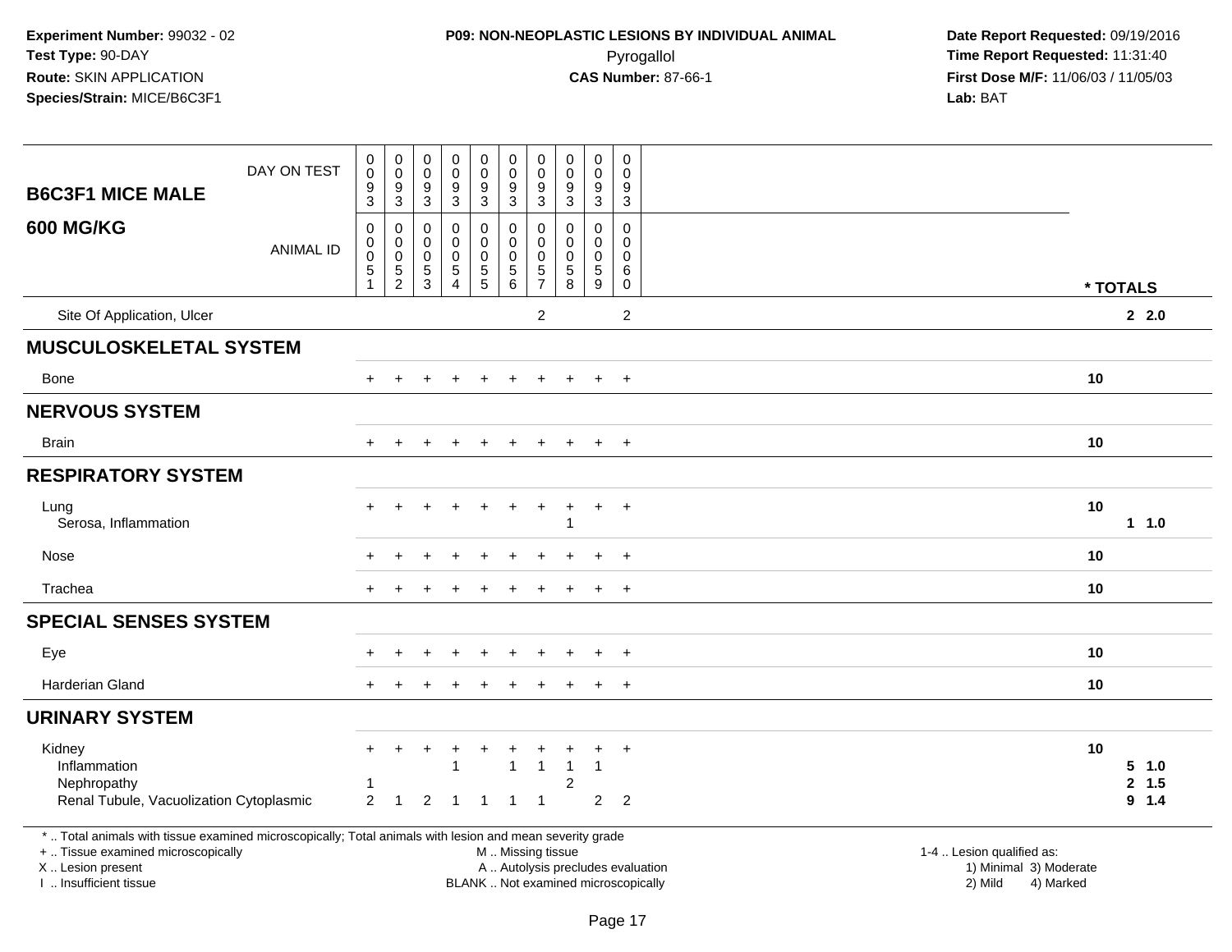**Experiment Number:** 99032 - 02
**Test Type:** 90-DAY
**Route:** SKIN APPLICATION
**Species/Strain:** MICE/B6C3F1

**P09: NON-NEOPLASTIC LESIONS BY INDIVIDUAL ANIMAL**
Pyrogallol
**CAS Number:** 87-66-1

**Date Report Requested:** 09/19/2016
**Time Report Requested:** 11:31:40
**First Dose M/F:** 11/06/03 / 11/05/03
**Lab:** BAT

| B6C3F1 MICE MALE 600 MG/KG | | | | | | | | | | | | |
|---|---|---|---|---|---|---|---|---|---|---|---|---|
| DAY ON TEST | 0093 | 0093 | 0093 | 0093 | 0093 | 0093 | 0093 | 0093 | 0093 | 0093 | | |
| ANIMAL ID | 00051 | 00052 | 00053 | 00054 | 00055 | 00056 | 00057 | 00058 | 00059 | 00060 | * TOTALS | |
| Site Of Application, Ulcer | | | | | | | 2 | | | 2 | | **2 2.0** |
| **MUSCULOSKELETAL SYSTEM** | | | | | | | | | | | | |
| Bone | + | + | + | + | + | + | + | + | + | + | 10 | |
| **NERVOUS SYSTEM** | | | | | | | | | | | | |
| Brain | + | + | + | + | + | + | + | + | + | + | 10 | |
| **RESPIRATORY SYSTEM** | | | | | | | | | | | | |
| Lung | + | + | + | + | + | + | + | + | + | + | 10 | |
| Serosa, Inflammation | | | | | | | | 1 | | | | **1 1.0** |
| Nose | + | + | + | + | + | + | + | + | + | + | 10 | |
| Trachea | + | + | + | + | + | + | + | + | + | + | 10 | |
| **SPECIAL SENSES SYSTEM** | | | | | | | | | | | | |
| Eye | + | + | + | + | + | + | + | + | + | + | 10 | |
| Harderian Gland | + | + | + | + | + | + | + | + | + | + | 10 | |
| **URINARY SYSTEM** | | | | | | | | | | | | |
| Kidney | + | + | + | + | + | + | + | + | + | + | 10 | |
| Inflammation | | | | 1 | | 1 | 1 | 1 | 1 | | | **5 1.0** |
| Nephropathy | 1 | | | | | | | 2 | | | | **2 1.5** |
| Renal Tubule, Vacuolization Cytoplasmic | 2 | 1 | 2 | 1 | 1 | 1 | 1 | | 2 | 2 | | **9 1.4** |

\* .. Total animals with tissue examined microscopically; Total animals with lesion and mean severity grade
\+ .. Tissue examined microscopically
X .. Lesion present
I .. Insufficient tissue

M .. Missing tissue
A .. Autolysis precludes evaluation
BLANK .. Not examined microscopically

1-4 .. Lesion qualified as:
1) Minimal 3) Moderate
2) Mild 4) Marked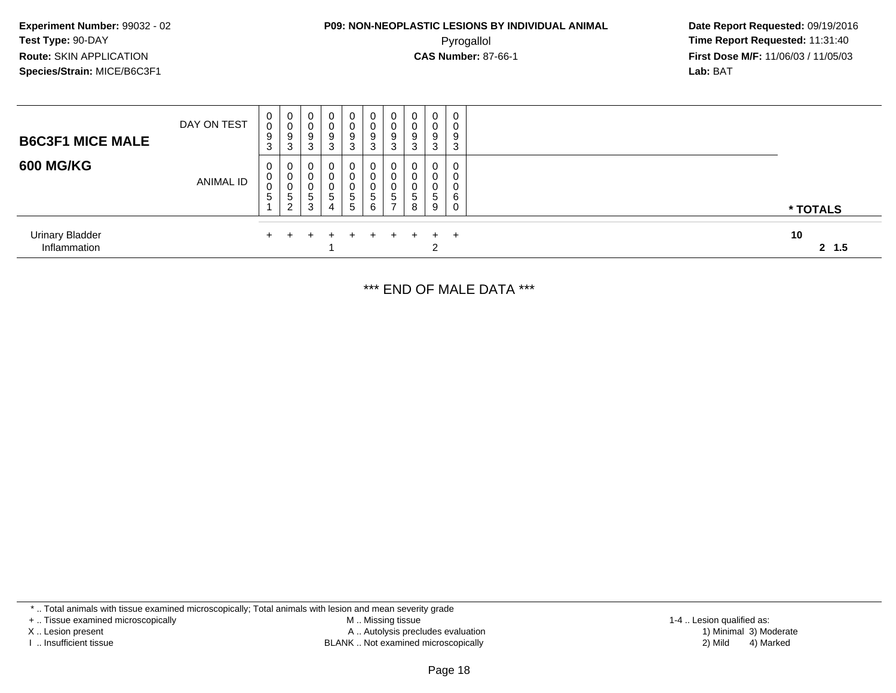**Experiment Number:** 99032 - 02
**Test Type:** 90-DAY
**Route:** SKIN APPLICATION
**Species/Strain:** MICE/B6C3F1

**P09: NON-NEOPLASTIC LESIONS BY INDIVIDUAL ANIMAL**
Pyrogallol
**CAS Number:** 87-66-1

**Date Report Requested:** 09/19/2016
**Time Report Requested:** 11:31:40
**First Dose M/F:** 11/06/03 / 11/05/03
**Lab:** BAT

| **B6C3F1 MICE MALE** / **600 MG/KG** | | | | | | | | | | | |
|---|---|---|---|---|---|---|---|---|---|---|---|
| DAY ON TEST | 0093 | 0093 | 0093 | 0093 | 0093 | 0093 | 0093 | 0093 | 0093 | 0093 | |
| ANIMAL ID | 00051 | 00052 | 00053 | 00054 | 00055 | 00056 | 00057 | 00058 | 00059 | 00060 | * TOTALS |
| Urinary Bladder | + | + | + | + | + | + | + | + | + | + | 10 |
| Inflammation | | | | 1 | | | | | 2 | | 2 1.5 |

*** END OF MALE DATA ***

* .. Total animals with tissue examined microscopically; Total animals with lesion and mean severity grade
+ .. Tissue examined microscopically
X .. Lesion present
I .. Insufficient tissue

M .. Missing tissue
A .. Autolysis precludes evaluation
BLANK .. Not examined microscopically

1-4 .. Lesion qualified as:
1) Minimal 3) Moderate
2) Mild 4) Marked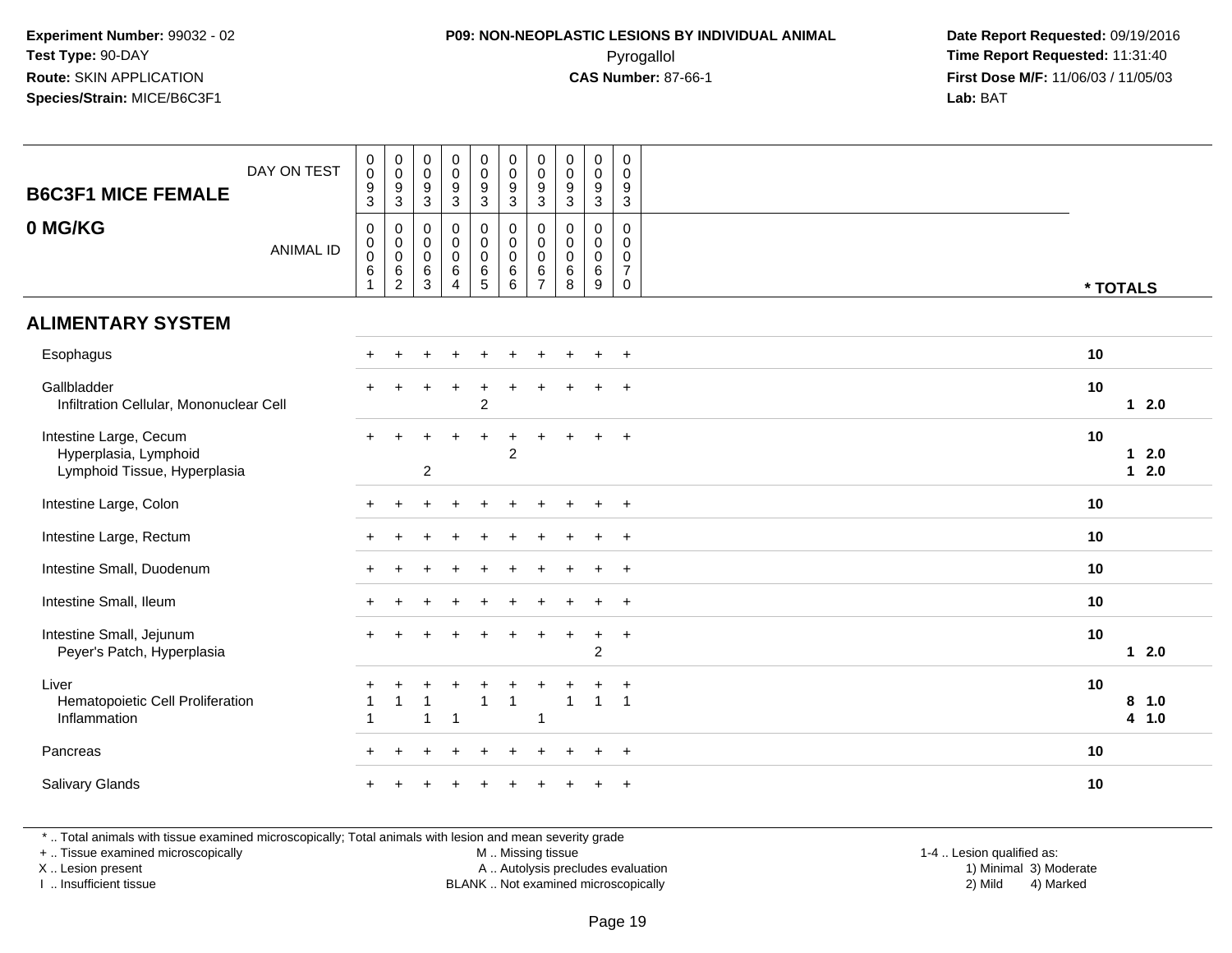**Experiment Number:** 99032 - 02
**Test Type:** 90-DAY
**Route:** SKIN APPLICATION
**Species/Strain:** MICE/B6C3F1

**P09: NON-NEOPLASTIC LESIONS BY INDIVIDUAL ANIMAL**
Pyrogallol
**CAS Number:** 87-66-1

**Date Report Requested:** 09/19/2016
**Time Report Requested:** 11:31:40
**First Dose M/F:** 11/06/03 / 11/05/03
**Lab:** BAT

## B6C3F1 MICE FEMALE

## 0 MG/KG

| DAY ON TEST | 0093 | 0093 | 0093 | 0093 | 0093 | 0093 | 0093 | 0093 | 0093 | 0093 | |
|---|---|---|---|---|---|---|---|---|---|---|---|
| ANIMAL ID | 00061 | 00062 | 00063 | 00064 | 00065 | 00066 | 00067 | 00068 | 00069 | 00070 | * TOTALS |
| **ALIMENTARY SYSTEM** | | | | | | | | | | | |
| Esophagus | + | + | + | + | + | + | + | + | + | + | 10 |
| Gallbladder | + | + | + | + | + | + | + | + | + | + | 10 |
| Infiltration Cellular, Mononuclear Cell | | | | | 2 | | | | | | 1 2.0 |
| Intestine Large, Cecum | + | + | + | + | + | + | + | + | + | + | 10 |
| Hyperplasia, Lymphoid | | | | | | 2 | | | | | 1 2.0 |
| Lymphoid Tissue, Hyperplasia | | | 2 | | | | | | | | 1 2.0 |
| Intestine Large, Colon | + | + | + | + | + | + | + | + | + | + | 10 |
| Intestine Large, Rectum | + | + | + | + | + | + | + | + | + | + | 10 |
| Intestine Small, Duodenum | + | + | + | + | + | + | + | + | + | + | 10 |
| Intestine Small, Ileum | + | + | + | + | + | + | + | + | + | + | 10 |
| Intestine Small, Jejunum | + | + | + | + | + | + | + | + | + | + | 10 |
| Peyer's Patch, Hyperplasia | | | | | | | | | 2 | | 1 2.0 |
| Liver | + | + | + | + | + | + | + | + | + | + | 10 |
| Hematopoietic Cell Proliferation | 1 | 1 | 1 | | 1 | 1 | | 1 | 1 | 1 | 8 1.0 |
| Inflammation | 1 | | 1 | 1 | | | 1 | | | | 4 1.0 |
| Pancreas | + | + | + | + | + | + | + | + | + | + | 10 |
| Salivary Glands | + | + | + | + | + | + | + | + | + | + | 10 |

\* .. Total animals with tissue examined microscopically; Total animals with lesion and mean severity grade
+ .. Tissue examined microscopically
X .. Lesion present
I .. Insufficient tissue

M .. Missing tissue
A .. Autolysis precludes evaluation
BLANK .. Not examined microscopically

1-4 .. Lesion qualified as:
1) Minimal 3) Moderate
2) Mild 4) Marked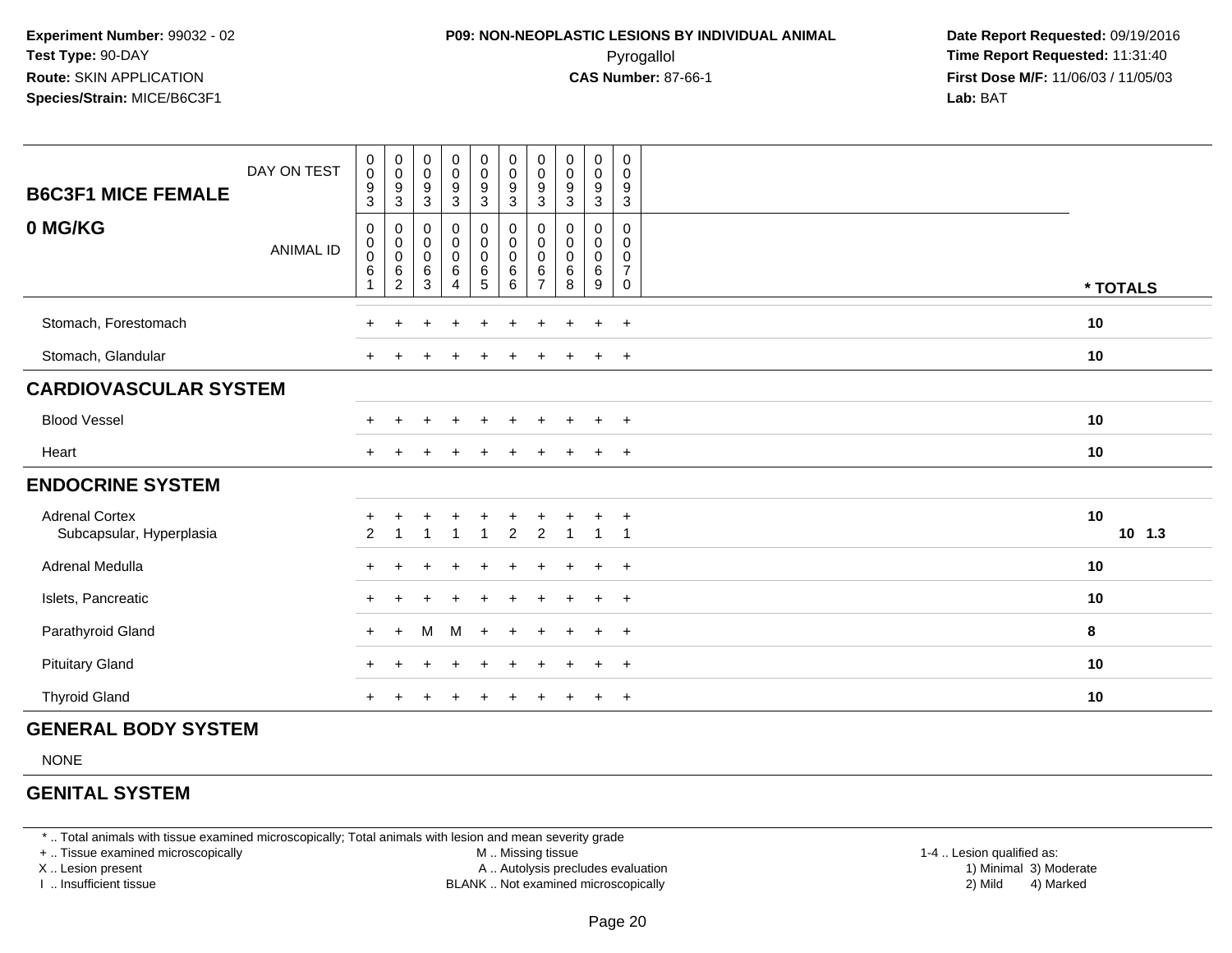**Experiment Number:** 99032 - 02
**Test Type:** 90-DAY
**Route:** SKIN APPLICATION
**Species/Strain:** MICE/B6C3F1

**P09: NON-NEOPLASTIC LESIONS BY INDIVIDUAL ANIMAL**
Pyrogallol
**CAS Number:** 87-66-1

**Date Report Requested:** 09/19/2016
**Time Report Requested:** 11:31:40
**First Dose M/F:** 11/06/03 / 11/05/03
**Lab:** BAT

## B6C3F1 MICE FEMALE

## 0 MG/KG

| DAY ON TEST | 0093 | 0093 | 0093 | 0093 | 0093 | 0093 | 0093 | 0093 | 0093 | 0093 | |
|---|---|---|---|---|---|---|---|---|---|---|---|
| ANIMAL ID | 00061 | 00062 | 00063 | 00064 | 00065 | 00066 | 00067 | 00068 | 00069 | 00070 | * TOTALS |
| Stomach, Forestomach | + | + | + | + | + | + | + | + | + | + | 10 |
| Stomach, Glandular | + | + | + | + | + | + | + | + | + | + | 10 |
| **CARDIOVASCULAR SYSTEM** | | | | | | | | | | | |
| Blood Vessel | + | + | + | + | + | + | + | + | + | + | 10 |
| Heart | + | + | + | + | + | + | + | + | + | + | 10 |
| **ENDOCRINE SYSTEM** | | | | | | | | | | | |
| Adrenal Cortex | + | + | + | + | + | + | + | + | + | + | 10 |
| Subcapsular, Hyperplasia | 2 | 1 | 1 | 1 | 1 | 2 | 2 | 1 | 1 | 1 | 10 1.3 |
| Adrenal Medulla | + | + | + | + | + | + | + | + | + | + | 10 |
| Islets, Pancreatic | + | + | + | + | + | + | + | + | + | + | 10 |
| Parathyroid Gland | + | + | M | M | + | + | + | + | + | + | 8 |
| Pituitary Gland | + | + | + | + | + | + | + | + | + | + | 10 |
| Thyroid Gland | + | + | + | + | + | + | + | + | + | + | 10 |

## GENERAL BODY SYSTEM

NONE

## GENITAL SYSTEM

\* .. Total animals with tissue examined microscopically; Total animals with lesion and mean severity grade
+ .. Tissue examined microscopically
X .. Lesion present
I .. Insufficient tissue

M .. Missing tissue
A .. Autolysis precludes evaluation
BLANK .. Not examined microscopically

1-4 .. Lesion qualified as:
1) Minimal 3) Moderate
2) Mild 4) Marked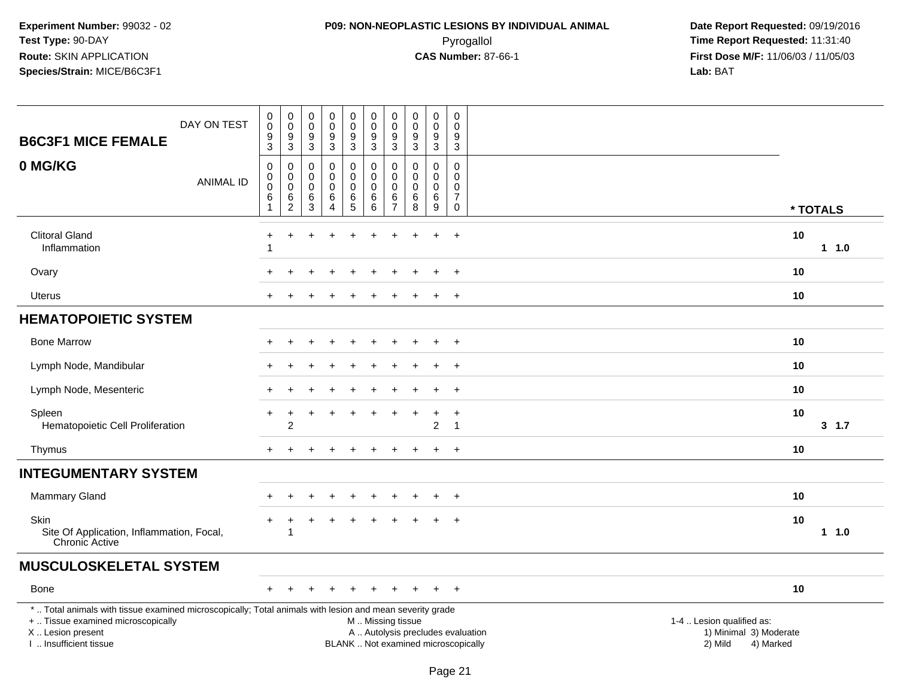**Experiment Number:** 99032 - 02
**Test Type:** 90-DAY
**Route:** SKIN APPLICATION
**Species/Strain:** MICE/B6C3F1

**P09: NON-NEOPLASTIC LESIONS BY INDIVIDUAL ANIMAL**
Pyrogallol
**CAS Number:** 87-66-1

**Date Report Requested:** 09/19/2016
**Time Report Requested:** 11:31:40
**First Dose M/F:** 11/06/03 / 11/05/03
**Lab:** BAT

## B6C3F1 MICE FEMALE
## 0 MG/KG

| DAY ON TEST | 0093 | 0093 | 0093 | 0093 | 0093 | 0093 | 0093 | 0093 | 0093 | 0093 | |
|---|---|---|---|---|---|---|---|---|---|---|---|
| ANIMAL ID | 00061 | 00062 | 00063 | 00064 | 00065 | 00066 | 00067 | 00068 | 00069 | 00070 | * TOTALS |
| Clitoral Gland | + | + | + | + | + | + | + | + | + | + | 10 |
| Inflammation | 1 | | | | | | | | | | 1 1.0 |
| Ovary | + | + | + | + | + | + | + | + | + | + | 10 |
| Uterus | + | + | + | + | + | + | + | + | + | + | 10 |
| **HEMATOPOIETIC SYSTEM** | | | | | | | | | | | |
| Bone Marrow | + | + | + | + | + | + | + | + | + | + | 10 |
| Lymph Node, Mandibular | + | + | + | + | + | + | + | + | + | + | 10 |
| Lymph Node, Mesenteric | + | + | + | + | + | + | + | + | + | + | 10 |
| Spleen | + | + | + | + | + | + | + | + | + | + | 10 |
| Hematopoietic Cell Proliferation | | 2 | | | | | | | 2 | 1 | 3 1.7 |
| Thymus | + | + | + | + | + | + | + | + | + | + | 10 |
| **INTEGUMENTARY SYSTEM** | | | | | | | | | | | |
| Mammary Gland | + | + | + | + | + | + | + | + | + | + | 10 |
| Skin | + | + | + | + | + | + | + | + | + | + | 10 |
| Site Of Application, Inflammation, Focal, Chronic Active | | 1 | | | | | | | | | 1 1.0 |
| **MUSCULOSKELETAL SYSTEM** | | | | | | | | | | | |
| Bone | + | + | + | + | + | + | + | + | + | + | 10 |

\* .. Total animals with tissue examined microscopically; Total animals with lesion and mean severity grade
\+ .. Tissue examined microscopically
X .. Lesion present
I .. Insufficient tissue

M .. Missing tissue
A .. Autolysis precludes evaluation
BLANK .. Not examined microscopically

1-4 .. Lesion qualified as:
1) Minimal 3) Moderate
2) Mild 4) Marked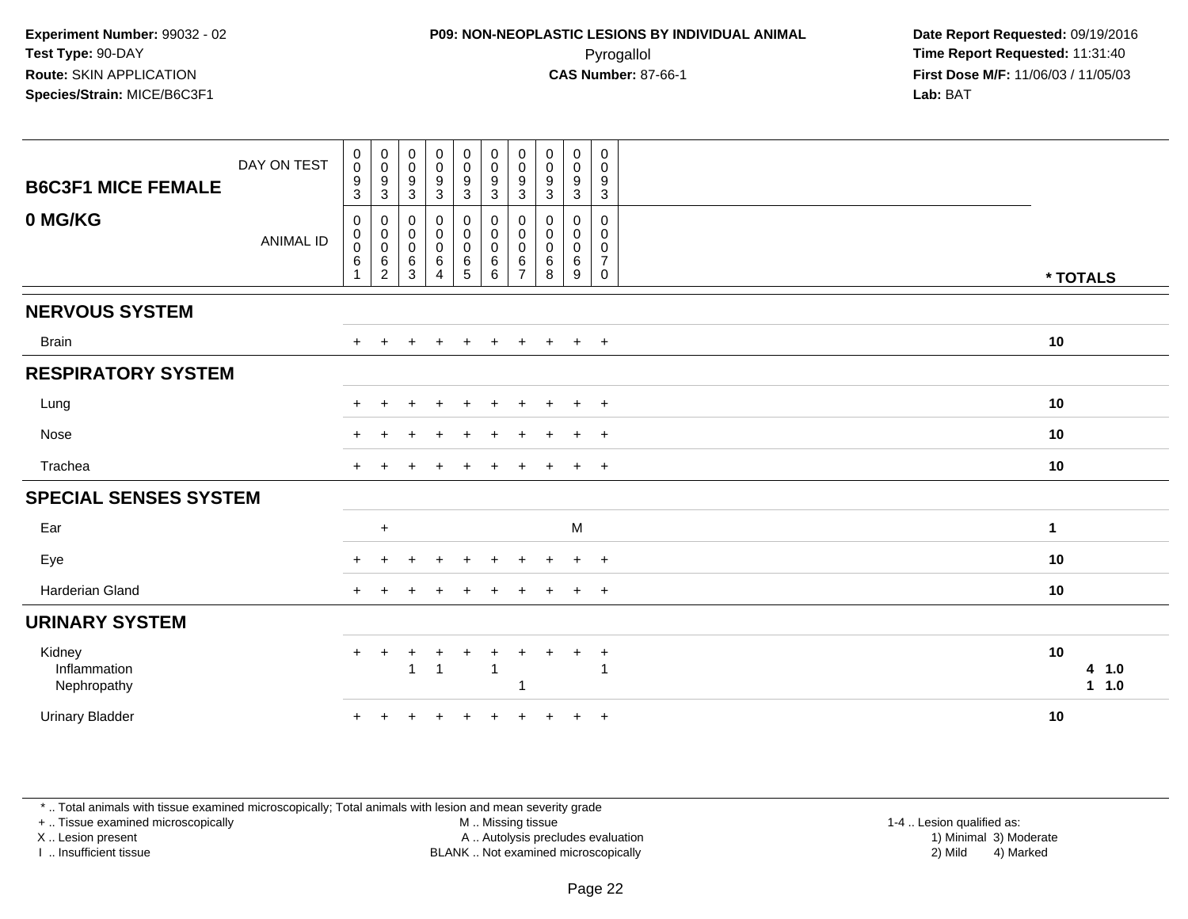**Experiment Number:** 99032 - 02
**Test Type:** 90-DAY
**Route:** SKIN APPLICATION
**Species/Strain:** MICE/B6C3F1

**P09: NON-NEOPLASTIC LESIONS BY INDIVIDUAL ANIMAL**
Pyrogallol
**CAS Number:** 87-66-1

**Date Report Requested:** 09/19/2016
**Time Report Requested:** 11:31:40
**First Dose M/F:** 11/06/03 / 11/05/03
**Lab:** BAT

## B6C3F1 MICE FEMALE
## 0 MG/KG

| DAY ON TEST | 0093 | 0093 | 0093 | 0093 | 0093 | 0093 | 0093 | 0093 | 0093 | 0093 | |
|---|---|---|---|---|---|---|---|---|---|---|---|
| **ANIMAL ID** | 00061 | 00062 | 00063 | 00064 | 00065 | 00066 | 00067 | 00068 | 00069 | 00070 | *** TOTALS** |
| **NERVOUS SYSTEM** | | | | | | | | | | | |
| Brain | + | + | + | + | + | + | + | + | + | + | 10 |
| **RESPIRATORY SYSTEM** | | | | | | | | | | | |
| Lung | + | + | + | + | + | + | + | + | + | + | 10 |
| Nose | + | + | + | + | + | + | + | + | + | + | 10 |
| Trachea | + | + | + | + | + | + | + | + | + | + | 10 |
| **SPECIAL SENSES SYSTEM** | | | | | | | | | | | |
| Ear | | + | | | | | | | M | | 1 |
| Eye | + | + | + | + | + | + | + | + | + | + | 10 |
| Harderian Gland | + | + | + | + | + | + | + | + | + | + | 10 |
| **URINARY SYSTEM** | | | | | | | | | | | |
| Kidney | + | + | + | + | + | + | + | + | + | + | 10 |
| Inflammation | | | 1 | 1 | | 1 | | | | 1 | 4 1.0 |
| Nephropathy | | | | | | | 1 | | | | 1 1.0 |
| Urinary Bladder | + | + | + | + | + | + | + | + | + | + | 10 |

\* .. Total animals with tissue examined microscopically; Total animals with lesion and mean severity grade
\+ .. Tissue examined microscopically
X .. Lesion present
I .. Insufficient tissue

M .. Missing tissue
A .. Autolysis precludes evaluation
BLANK .. Not examined microscopically

1-4 .. Lesion qualified as:
1) Minimal 3) Moderate
2) Mild 4) Marked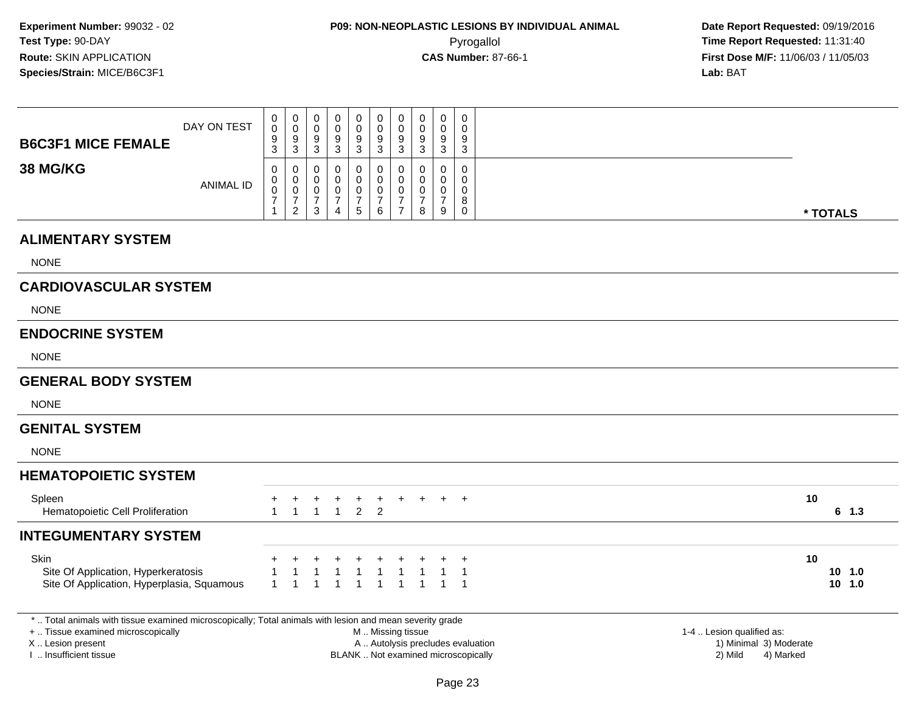**Experiment Number:** 99032 - 02
**Test Type:** 90-DAY
**Route:** SKIN APPLICATION
**Species/Strain:** MICE/B6C3F1

**P09: NON-NEOPLASTIC LESIONS BY INDIVIDUAL ANIMAL**
Pyrogallol
**CAS Number:** 87-66-1

**Date Report Requested:** 09/19/2016
**Time Report Requested:** 11:31:40
**First Dose M/F:** 11/06/03 / 11/05/03
**Lab:** BAT

| **B6C3F1 MICE FEMALE** <br> **38 MG/KG** | | | | | | | | | | | | |
|---|---|---|---|---|---|---|---|---|---|---|---|---|
| DAY ON TEST | 0093 | 0093 | 0093 | 0093 | 0093 | 0093 | 0093 | 0093 | 0093 | 0093 | | |
| ANIMAL ID | 00071 | 00072 | 00073 | 00074 | 00075 | 00076 | 00077 | 00078 | 00079 | 00080 | **\* TOTALS** | |
| **ALIMENTARY SYSTEM** | | | | | | | | | | | | |
| NONE | | | | | | | | | | | | |
| **CARDIOVASCULAR SYSTEM** | | | | | | | | | | | | |
| NONE | | | | | | | | | | | | |
| **ENDOCRINE SYSTEM** | | | | | | | | | | | | |
| NONE | | | | | | | | | | | | |
| **GENERAL BODY SYSTEM** | | | | | | | | | | | | |
| NONE | | | | | | | | | | | | |
| **GENITAL SYSTEM** | | | | | | | | | | | | |
| NONE | | | | | | | | | | | | |
| **HEMATOPOIETIC SYSTEM** | | | | | | | | | | | | |
| Spleen | + | + | + | + | + | + | + | + | + | + | 10 | |
| Hematopoietic Cell Proliferation | 1 | 1 | 1 | 1 | 2 | 2 | | | | | 6 | 1.3 |
| **INTEGUMENTARY SYSTEM** | | | | | | | | | | | | |
| Skin | + | + | + | + | + | + | + | + | + | + | 10 | |
| Site Of Application, Hyperkeratosis | 1 | 1 | 1 | 1 | 1 | 1 | 1 | 1 | 1 | 1 | 10 | 1.0 |
| Site Of Application, Hyperplasia, Squamous | 1 | 1 | 1 | 1 | 1 | 1 | 1 | 1 | 1 | 1 | 10 | 1.0 |

\* .. Total animals with tissue examined microscopically; Total animals with lesion and mean severity grade
\+ .. Tissue examined microscopically
X .. Lesion present
I .. Insufficient tissue

M .. Missing tissue
A .. Autolysis precludes evaluation
BLANK .. Not examined microscopically

1-4 .. Lesion qualified as:
1) Minimal 3) Moderate
2) Mild 4) Marked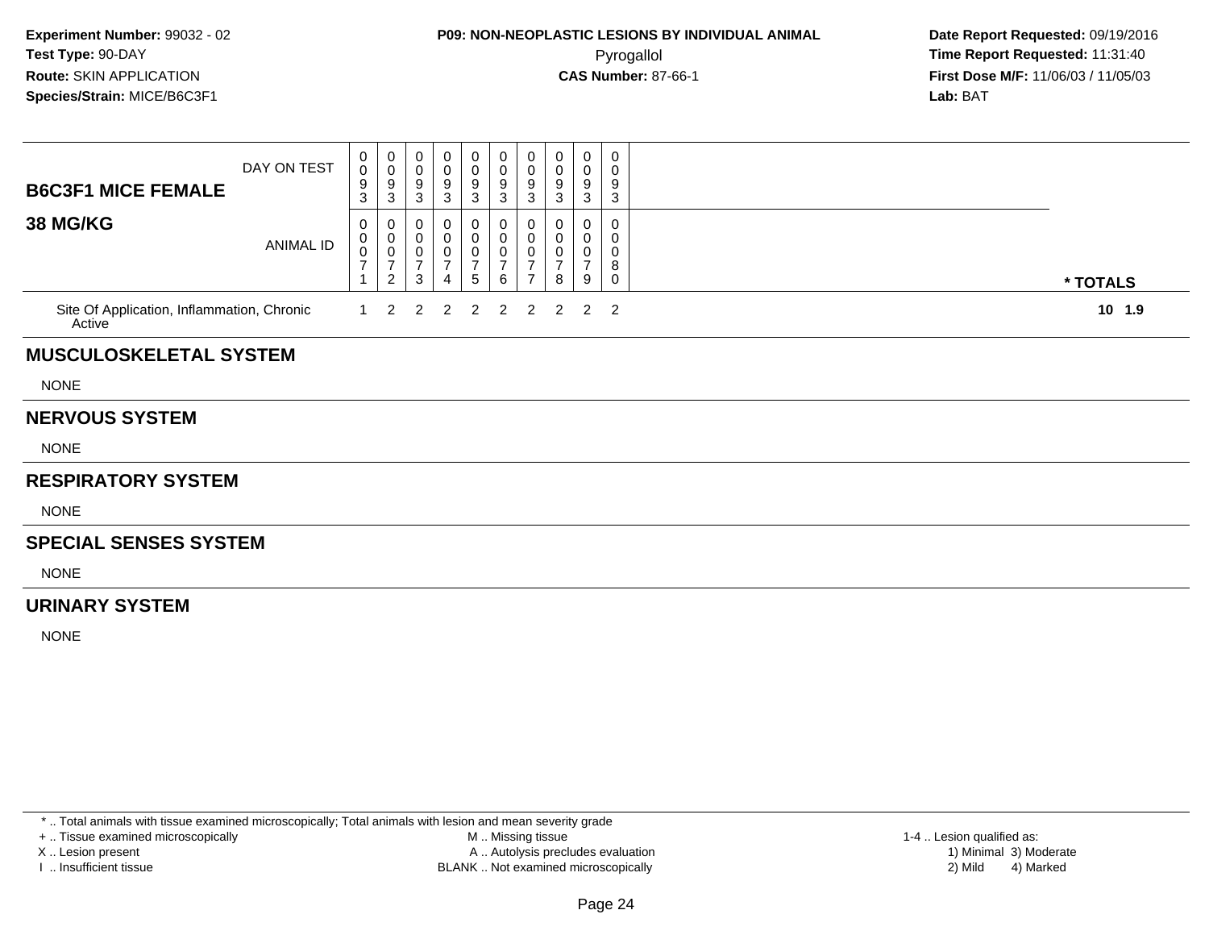**Experiment Number:** 99032 - 02
**Test Type:** 90-DAY
**Route:** SKIN APPLICATION
**Species/Strain:** MICE/B6C3F1

**P09: NON-NEOPLASTIC LESIONS BY INDIVIDUAL ANIMAL**
Pyrogallol
**CAS Number:** 87-66-1

**Date Report Requested:** 09/19/2016
**Time Report Requested:** 11:31:40
**First Dose M/F:** 11/06/03 / 11/05/03
**Lab:** BAT

| B6C3F1 MICE FEMALE 38 MG/KG | | | | | | | | | | | |
|---|---|---|---|---|---|---|---|---|---|---|---|
| DAY ON TEST | 0093 | 0093 | 0093 | 0093 | 0093 | 0093 | 0093 | 0093 | 0093 | 0093 | |
| ANIMAL ID | 00071 | 00072 | 00073 | 00074 | 00075 | 00076 | 00077 | 00078 | 00079 | 00080 | * TOTALS |
| Site Of Application, Inflammation, Chronic Active | 1 | 2 | 2 | 2 | 2 | 2 | 2 | 2 | 2 | 2 | 10 1.9 |

## MUSCULOSKELETAL SYSTEM

NONE

## NERVOUS SYSTEM

NONE

## RESPIRATORY SYSTEM

NONE

## SPECIAL SENSES SYSTEM

NONE

## URINARY SYSTEM

NONE

* .. Total animals with tissue examined microscopically; Total animals with lesion and mean severity grade
+ .. Tissue examined microscopically
X .. Lesion present
I .. Insufficient tissue

M .. Missing tissue
A .. Autolysis precludes evaluation
BLANK .. Not examined microscopically

1-4 .. Lesion qualified as:
1) Minimal 3) Moderate
2) Mild 4) Marked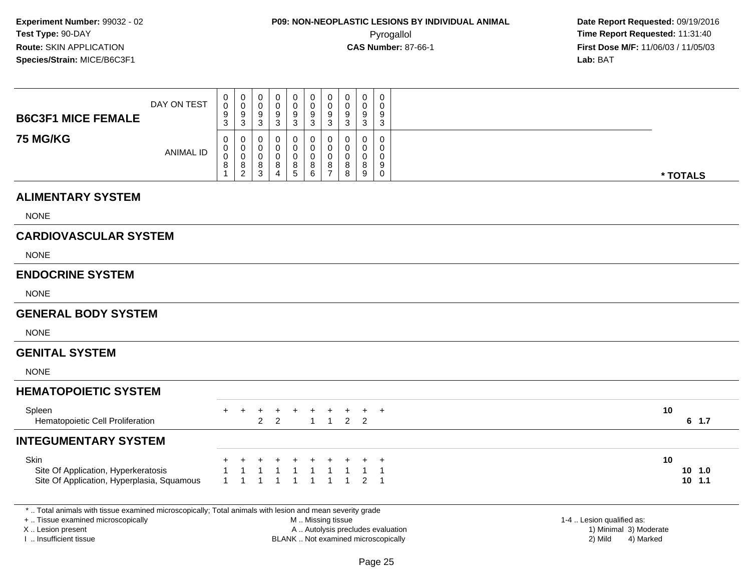**Experiment Number:** 99032 - 02
**Test Type:** 90-DAY
**Route:** SKIN APPLICATION
**Species/Strain:** MICE/B6C3F1

**P09: NON-NEOPLASTIC LESIONS BY INDIVIDUAL ANIMAL**
Pyrogallol
**CAS Number:** 87-66-1

**Date Report Requested:** 09/19/2016
**Time Report Requested:** 11:31:40
**First Dose M/F:** 11/06/03 / 11/05/03
**Lab:** BAT

| B6C3F1 MICE FEMALE 75 MG/KG | | | | | | | | | | | | |
|---|---|---|---|---|---|---|---|---|---|---|---|---|
| DAY ON TEST | 0093 | 0093 | 0093 | 0093 | 0093 | 0093 | 0093 | 0093 | 0093 | 0093 | | |
| ANIMAL ID | 00081 | 00082 | 00083 | 00084 | 00085 | 00086 | 00087 | 00088 | 00089 | 00090 | * TOTALS | |
| **ALIMENTARY SYSTEM** | | | | | | | | | | | | |
| NONE | | | | | | | | | | | | |
| **CARDIOVASCULAR SYSTEM** | | | | | | | | | | | | |
| NONE | | | | | | | | | | | | |
| **ENDOCRINE SYSTEM** | | | | | | | | | | | | |
| NONE | | | | | | | | | | | | |
| **GENERAL BODY SYSTEM** | | | | | | | | | | | | |
| NONE | | | | | | | | | | | | |
| **GENITAL SYSTEM** | | | | | | | | | | | | |
| NONE | | | | | | | | | | | | |
| **HEMATOPOIETIC SYSTEM** | | | | | | | | | | | | |
| Spleen | + | + | + | + | + | + | + | + | + | + | 10 | |
| Hematopoietic Cell Proliferation | | | 2 | 2 | | 1 | 1 | 2 | 2 | | 6 | 1.7 |
| **INTEGUMENTARY SYSTEM** | | | | | | | | | | | | |
| Skin | + | + | + | + | + | + | + | + | + | + | 10 | |
| Site Of Application, Hyperkeratosis | 1 | 1 | 1 | 1 | 1 | 1 | 1 | 1 | 1 | 1 | 10 | 1.0 |
| Site Of Application, Hyperplasia, Squamous | 1 | 1 | 1 | 1 | 1 | 1 | 1 | 1 | 2 | 1 | 10 | 1.1 |

\* .. Total animals with tissue examined microscopically; Total animals with lesion and mean severity grade
+ .. Tissue examined microscopically
X .. Lesion present
I .. Insufficient tissue

M .. Missing tissue
A .. Autolysis precludes evaluation
BLANK .. Not examined microscopically

1-4 .. Lesion qualified as:
1) Minimal 3) Moderate
2) Mild 4) Marked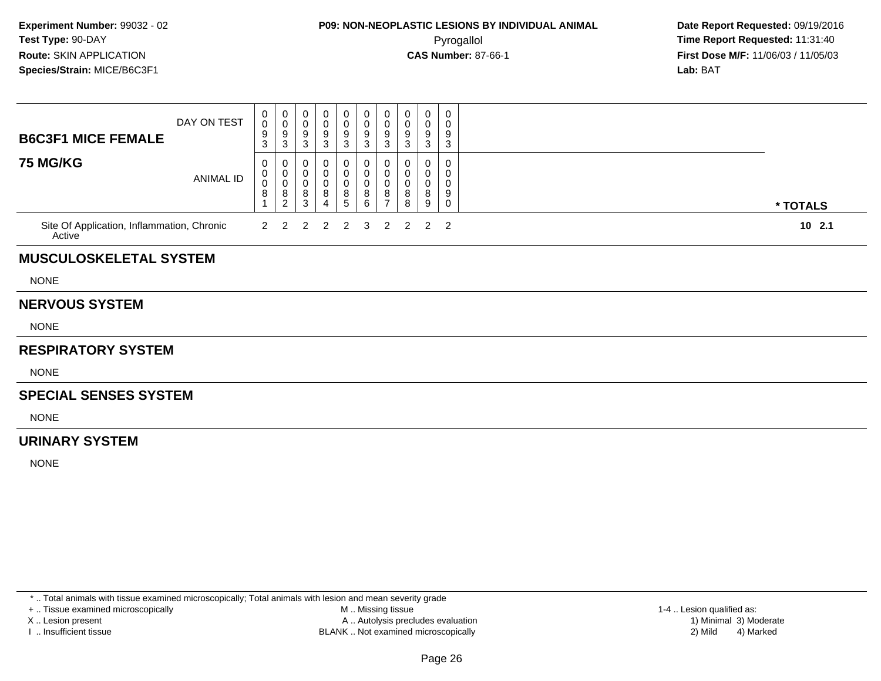**Experiment Number:** 99032 - 02
**Test Type:** 90-DAY
**Route:** SKIN APPLICATION
**Species/Strain:** MICE/B6C3F1

**P09: NON-NEOPLASTIC LESIONS BY INDIVIDUAL ANIMAL**
Pyrogallol
**CAS Number:** 87-66-1

**Date Report Requested:** 09/19/2016
**Time Report Requested:** 11:31:40
**First Dose M/F:** 11/06/03 / 11/05/03
**Lab:** BAT

| **B6C3F1 MICE FEMALE** DAY ON TEST | 0093 | 0093 | 0093 | 0093 | 0093 | 0093 | 0093 | 0093 | 0093 | 0093 | |
|---|---|---|---|---|---|---|---|---|---|---|---|
| **75 MG/KG** ANIMAL ID | 00081 | 00082 | 00083 | 00084 | 00085 | 00086 | 00087 | 00088 | 00089 | 00090 | *** TOTALS** |
| Site Of Application, Inflammation, Chronic Active | 2 | 2 | 2 | 2 | 2 | 3 | 2 | 2 | 2 | 2 | **10 2.1** |

## MUSCULOSKELETAL SYSTEM

NONE

## NERVOUS SYSTEM

NONE

## RESPIRATORY SYSTEM

NONE

## SPECIAL SENSES SYSTEM

NONE

## URINARY SYSTEM

NONE

* .. Total animals with tissue examined microscopically; Total animals with lesion and mean severity grade
+ .. Tissue examined microscopically
X .. Lesion present
I .. Insufficient tissue
M .. Missing tissue
A .. Autolysis precludes evaluation
BLANK .. Not examined microscopically
1-4 .. Lesion qualified as:
1) Minimal 3) Moderate
2) Mild 4) Marked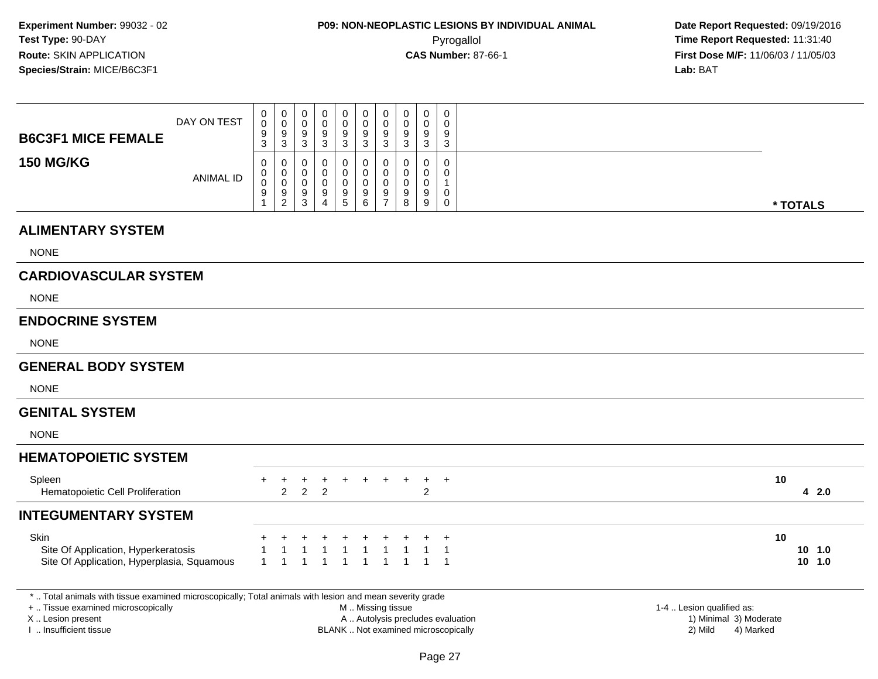**Experiment Number:** 99032 - 02
**Test Type:** 90-DAY
**Route:** SKIN APPLICATION
**Species/Strain:** MICE/B6C3F1

**P09: NON-NEOPLASTIC LESIONS BY INDIVIDUAL ANIMAL**
Pyrogallol
**CAS Number:** 87-66-1

**Date Report Requested:** 09/19/2016
**Time Report Requested:** 11:31:40
**First Dose M/F:** 11/06/03 / 11/05/03
**Lab:** BAT

| B6C3F1 MICE FEMALE 150 MG/KG | | | | | | | | | | | * TOTALS | |
|---|---|---|---|---|---|---|---|---|---|---|---|---|
| DAY ON TEST | 0093 | 0093 | 0093 | 0093 | 0093 | 0093 | 0093 | 0093 | 0093 | 0093 | | |
| ANIMAL ID | 00091 | 00092 | 00093 | 00094 | 00095 | 00096 | 00097 | 00098 | 00099 | 00100 | | |
| **ALIMENTARY SYSTEM** | | | | | | | | | | | | |
| NONE | | | | | | | | | | | | |
| **CARDIOVASCULAR SYSTEM** | | | | | | | | | | | | |
| NONE | | | | | | | | | | | | |
| **ENDOCRINE SYSTEM** | | | | | | | | | | | | |
| NONE | | | | | | | | | | | | |
| **GENERAL BODY SYSTEM** | | | | | | | | | | | | |
| NONE | | | | | | | | | | | | |
| **GENITAL SYSTEM** | | | | | | | | | | | | |
| NONE | | | | | | | | | | | | |
| **HEMATOPOIETIC SYSTEM** | | | | | | | | | | | | |
| Spleen | + | + | + | + | + | + | + | + | + | + | 10 | |
| Hematopoietic Cell Proliferation | | 2 | 2 | 2 | | | | | 2 | | 4 | 2.0 |
| **INTEGUMENTARY SYSTEM** | | | | | | | | | | | | |
| Skin | + | + | + | + | + | + | + | + | + | + | 10 | |
| Site Of Application, Hyperkeratosis | 1 | 1 | 1 | 1 | 1 | 1 | 1 | 1 | 1 | 1 | 10 | 1.0 |
| Site Of Application, Hyperplasia, Squamous | 1 | 1 | 1 | 1 | 1 | 1 | 1 | 1 | 1 | 1 | 10 | 1.0 |

* .. Total animals with tissue examined microscopically; Total animals with lesion and mean severity grade
+ .. Tissue examined microscopically
X .. Lesion present
I .. Insufficient tissue
M .. Missing tissue
A .. Autolysis precludes evaluation
BLANK .. Not examined microscopically
1-4 .. Lesion qualified as:
1) Minimal 3) Moderate
2) Mild 4) Marked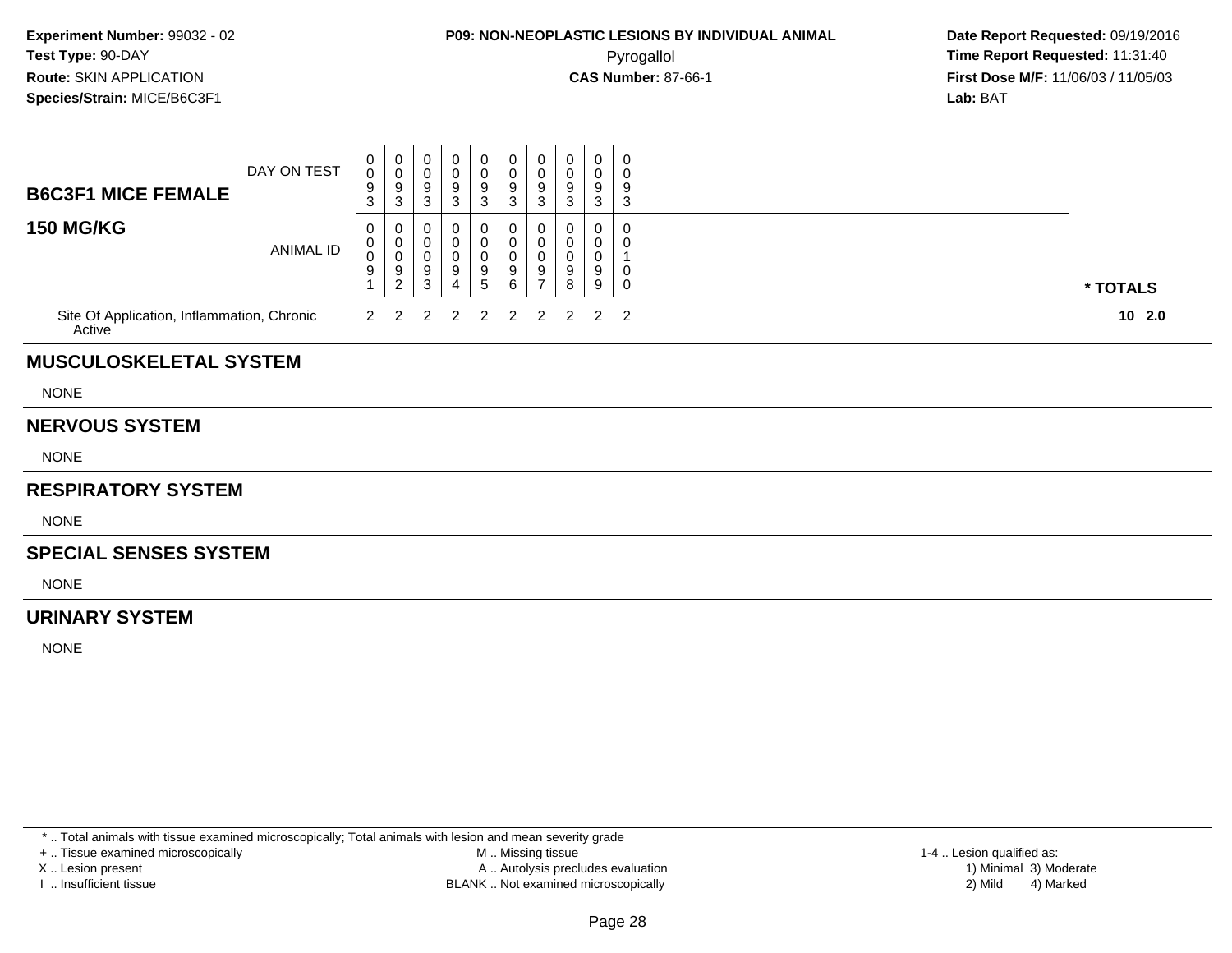**Experiment Number:** 99032 - 02
**Test Type:** 90-DAY
**Route:** SKIN APPLICATION
**Species/Strain:** MICE/B6C3F1

**P09: NON-NEOPLASTIC LESIONS BY INDIVIDUAL ANIMAL**
Pyrogallol
**CAS Number:** 87-66-1

**Date Report Requested:** 09/19/2016
**Time Report Requested:** 11:31:40
**First Dose M/F:** 11/06/03 / 11/05/03
**Lab:** BAT

| B6C3F1 MICE FEMALE / 150 MG/KG | | | | | | | | | | | |
|---|---|---|---|---|---|---|---|---|---|---|---|
| DAY ON TEST | 0093 | 0093 | 0093 | 0093 | 0093 | 0093 | 0093 | 0093 | 0093 | 0093 | |
| ANIMAL ID | 00091 | 00092 | 00093 | 00094 | 00095 | 00096 | 00097 | 00098 | 00099 | 00100 | * TOTALS |
| Site Of Application, Inflammation, Chronic Active | 2 | 2 | 2 | 2 | 2 | 2 | 2 | 2 | 2 | 2 | 10 2.0 |

## MUSCULOSKELETAL SYSTEM

NONE

## NERVOUS SYSTEM

NONE

## RESPIRATORY SYSTEM

NONE

## SPECIAL SENSES SYSTEM

NONE

## URINARY SYSTEM

NONE

* .. Total animals with tissue examined microscopically; Total animals with lesion and mean severity grade
+ .. Tissue examined microscopically
X .. Lesion present
I .. Insufficient tissue

M .. Missing tissue
A .. Autolysis precludes evaluation
BLANK .. Not examined microscopically

1-4 .. Lesion qualified as:
1) Minimal 3) Moderate
2) Mild 4) Marked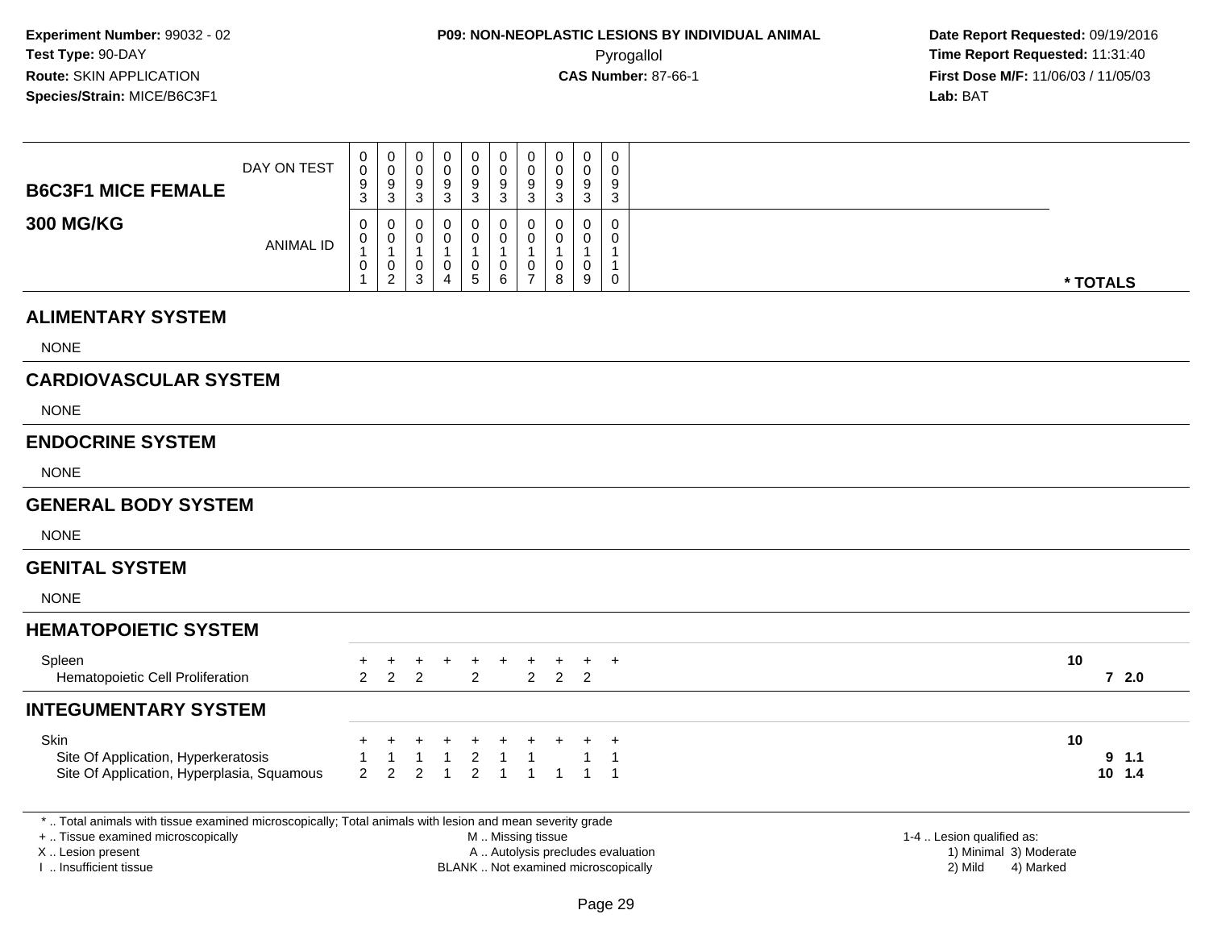**Experiment Number:** 99032 - 02
**Test Type:** 90-DAY
**Route:** SKIN APPLICATION
**Species/Strain:** MICE/B6C3F1

**P09: NON-NEOPLASTIC LESIONS BY INDIVIDUAL ANIMAL**
Pyrogallol
**CAS Number:** 87-66-1

**Date Report Requested:** 09/19/2016
**Time Report Requested:** 11:31:40
**First Dose M/F:** 11/06/03 / 11/05/03
**Lab:** BAT

## B6C3F1 MICE FEMALE 300 MG/KG

| | | | | | | | | | | | |
|---|---|---|---|---|---|---|---|---|---|---|---|
| DAY ON TEST | 0093 | 0093 | 0093 | 0093 | 0093 | 0093 | 0093 | 0093 | 0093 | 0093 | |
| ANIMAL ID | 00101 | 00102 | 00103 | 00104 | 00105 | 00106 | 00107 | 00108 | 00109 | 00110 | * TOTALS |
| **ALIMENTARY SYSTEM** | | | | | | | | | | | |
| NONE | | | | | | | | | | | |
| **CARDIOVASCULAR SYSTEM** | | | | | | | | | | | |
| NONE | | | | | | | | | | | |
| **ENDOCRINE SYSTEM** | | | | | | | | | | | |
| NONE | | | | | | | | | | | |
| **GENERAL BODY SYSTEM** | | | | | | | | | | | |
| NONE | | | | | | | | | | | |
| **GENITAL SYSTEM** | | | | | | | | | | | |
| NONE | | | | | | | | | | | |
| **HEMATOPOIETIC SYSTEM** | | | | | | | | | | | |
| Spleen | + | + | + | + | + | + | + | + | + | + | 10 |
| Hematopoietic Cell Proliferation | 2 | 2 | 2 | | 2 | | 2 | 2 | 2 | | 7 2.0 |
| **INTEGUMENTARY SYSTEM** | | | | | | | | | | | |
| Skin | + | + | + | + | + | + | + | + | + | + | 10 |
| Site Of Application, Hyperkeratosis | 1 | 1 | 1 | 1 | 2 | 1 | 1 | | 1 | 1 | 9 1.1 |
| Site Of Application, Hyperplasia, Squamous | 2 | 2 | 2 | 1 | 2 | 1 | 1 | 1 | 1 | 1 | 10 1.4 |

* .. Total animals with tissue examined microscopically; Total animals with lesion and mean severity grade
+ .. Tissue examined microscopically
X .. Lesion present
I .. Insufficient tissue

M .. Missing tissue
A .. Autolysis precludes evaluation
BLANK .. Not examined microscopically

1-4 .. Lesion qualified as:
1) Minimal 3) Moderate
2) Mild 4) Marked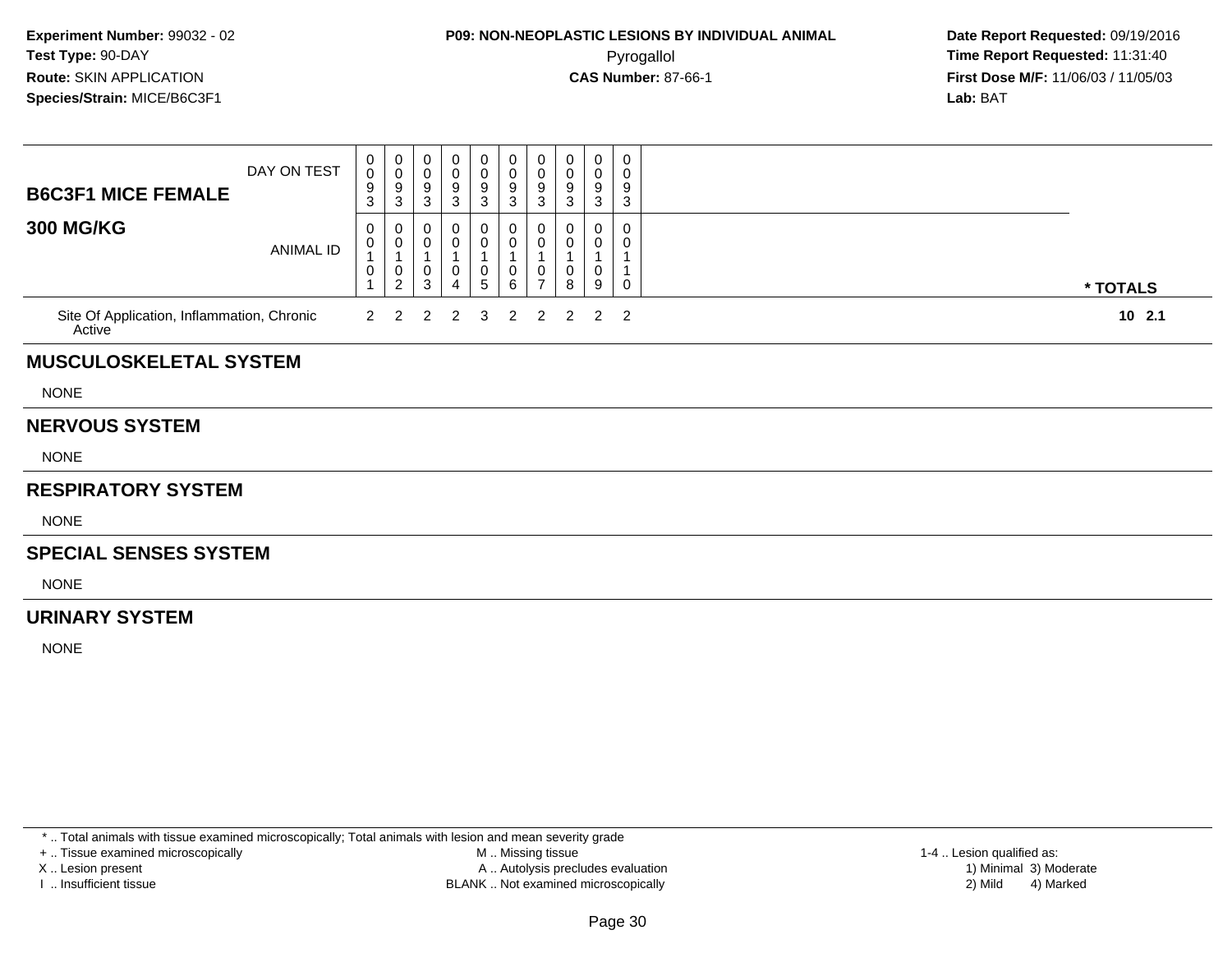**Experiment Number:** 99032 - 02
**Test Type:** 90-DAY
**Route:** SKIN APPLICATION
**Species/Strain:** MICE/B6C3F1

**P09: NON-NEOPLASTIC LESIONS BY INDIVIDUAL ANIMAL**
Pyrogallol
**CAS Number:** 87-66-1

**Date Report Requested:** 09/19/2016
**Time Report Requested:** 11:31:40
**First Dose M/F:** 11/06/03 / 11/05/03
**Lab:** BAT

| **B6C3F1 MICE FEMALE** DAY ON TEST | 0093 | 0093 | 0093 | 0093 | 0093 | 0093 | 0093 | 0093 | 0093 | 0093 | |
|---|---|---|---|---|---|---|---|---|---|---|---|
| **300 MG/KG** ANIMAL ID | 00101 | 00102 | 00103 | 00104 | 00105 | 00106 | 00107 | 00108 | 00109 | 00110 | *** TOTALS** |
| Site Of Application, Inflammation, Chronic Active | 2 | 2 | 2 | 2 | 3 | 2 | 2 | 2 | 2 | 2 | **10 2.1** |

## MUSCULOSKELETAL SYSTEM

NONE

## NERVOUS SYSTEM

NONE

## RESPIRATORY SYSTEM

NONE

## SPECIAL SENSES SYSTEM

NONE

## URINARY SYSTEM

NONE

* .. Total animals with tissue examined microscopically; Total animals with lesion and mean severity grade
+ .. Tissue examined microscopically
X .. Lesion present
I .. Insufficient tissue

M .. Missing tissue
A .. Autolysis precludes evaluation
BLANK .. Not examined microscopically

1-4 .. Lesion qualified as:
1) Minimal 3) Moderate
2) Mild 4) Marked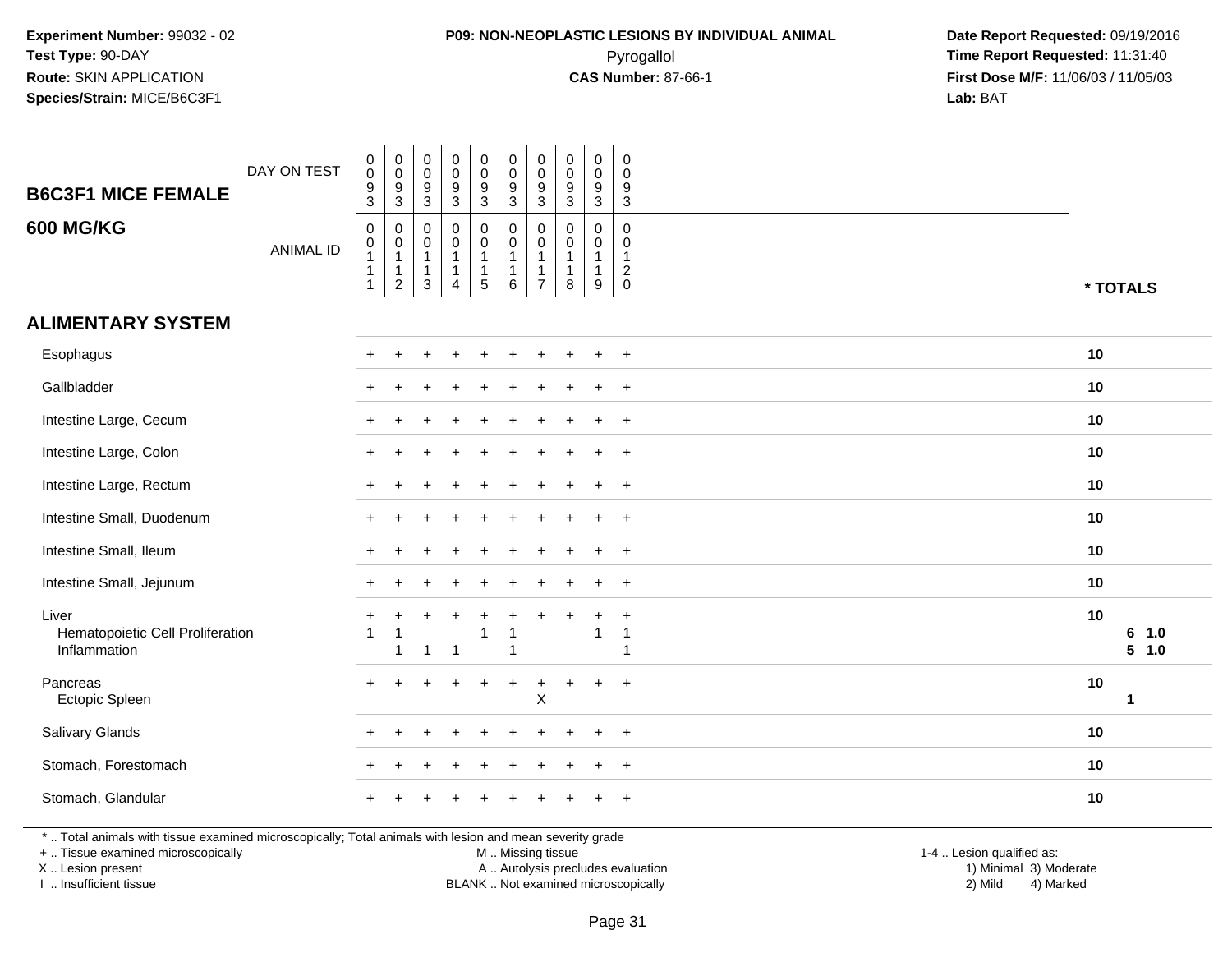**Experiment Number:** 99032 - 02
**Test Type:** 90-DAY
**Route:** SKIN APPLICATION
**Species/Strain:** MICE/B6C3F1

**P09: NON-NEOPLASTIC LESIONS BY INDIVIDUAL ANIMAL**
Pyrogallol
**CAS Number:** 87-66-1

**Date Report Requested:** 09/19/2016
**Time Report Requested:** 11:31:40
**First Dose M/F:** 11/06/03 / 11/05/03
**Lab:** BAT

| B6C3F1 MICE FEMALE 600 MG/KG | | | | | | | | | | | |
|---|---|---|---|---|---|---|---|---|---|---|---|
| DAY ON TEST | 0093 | 0093 | 0093 | 0093 | 0093 | 0093 | 0093 | 0093 | 0093 | 0093 | |
| ANIMAL ID | 00111 | 00112 | 00113 | 00114 | 00115 | 00116 | 00117 | 00118 | 00119 | 00120 | * TOTALS |
| **ALIMENTARY SYSTEM** | | | | | | | | | | | |
| Esophagus | + | + | + | + | + | + | + | + | + | + | 10 |
| Gallbladder | + | + | + | + | + | + | + | + | + | + | 10 |
| Intestine Large, Cecum | + | + | + | + | + | + | + | + | + | + | 10 |
| Intestine Large, Colon | + | + | + | + | + | + | + | + | + | + | 10 |
| Intestine Large, Rectum | + | + | + | + | + | + | + | + | + | + | 10 |
| Intestine Small, Duodenum | + | + | + | + | + | + | + | + | + | + | 10 |
| Intestine Small, Ileum | + | + | + | + | + | + | + | + | + | + | 10 |
| Intestine Small, Jejunum | + | + | + | + | + | + | + | + | + | + | 10 |
| Liver | + | + | + | + | + | + | + | + | + | + | 10 |
| Hematopoietic Cell Proliferation | 1 | 1 | | | 1 | 1 | | | 1 | 1 | 6 1.0 |
| Inflammation | | 1 | 1 | 1 | | 1 | | | | 1 | 5 1.0 |
| Pancreas | + | + | + | + | + | + | + | + | + | + | 10 |
| Ectopic Spleen | | | | | | | X | | | | 1 |
| Salivary Glands | + | + | + | + | + | + | + | + | + | + | 10 |
| Stomach, Forestomach | + | + | + | + | + | + | + | + | + | + | 10 |
| Stomach, Glandular | + | + | + | + | + | + | + | + | + | + | 10 |

\* .. Total animals with tissue examined microscopically; Total animals with lesion and mean severity grade
+ .. Tissue examined microscopically
X .. Lesion present
I .. Insufficient tissue

M .. Missing tissue
A .. Autolysis precludes evaluation
BLANK .. Not examined microscopically

1-4 .. Lesion qualified as:
1) Minimal 3) Moderate
2) Mild 4) Marked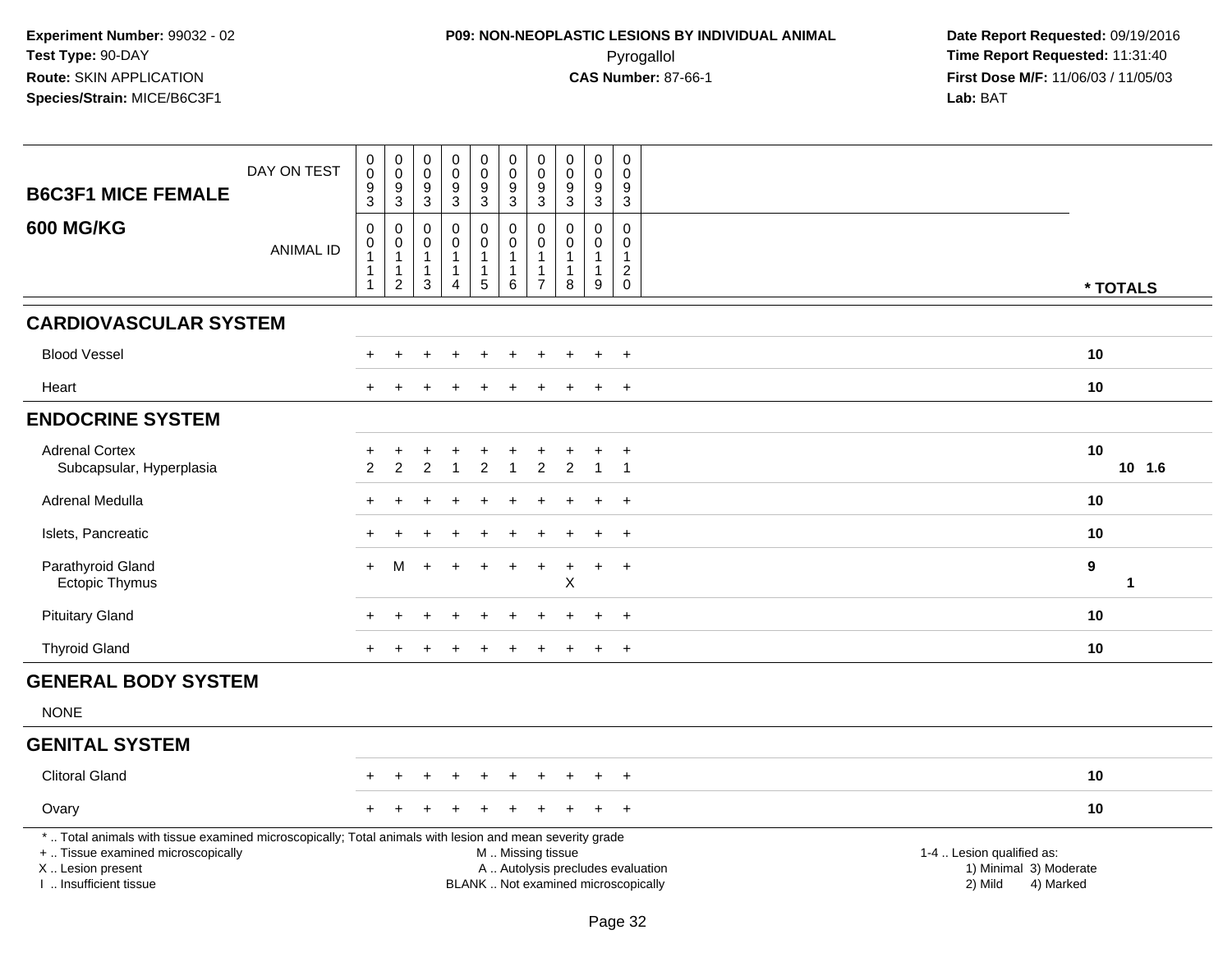**Experiment Number:** 99032 - 02
**Test Type:** 90-DAY
**Route:** SKIN APPLICATION
**Species/Strain:** MICE/B6C3F1

**P09: NON-NEOPLASTIC LESIONS BY INDIVIDUAL ANIMAL**
Pyrogallol
**CAS Number:** 87-66-1

**Date Report Requested:** 09/19/2016
**Time Report Requested:** 11:31:40
**First Dose M/F:** 11/06/03 / 11/05/03
**Lab:** BAT

| B6C3F1 MICE FEMALE 600 MG/KG | | | | | | | | | | | | |
|---|---|---|---|---|---|---|---|---|---|---|---|---|
| DAY ON TEST | 0093 | 0093 | 0093 | 0093 | 0093 | 0093 | 0093 | 0093 | 0093 | 0093 | | |
| ANIMAL ID | 00111 | 00112 | 00113 | 00114 | 00115 | 00116 | 00117 | 00118 | 00119 | 00120 | * TOTALS | |
| **CARDIOVASCULAR SYSTEM** | | | | | | | | | | | | |
| Blood Vessel | + | + | + | + | + | + | + | + | + | + | 10 | |
| Heart | + | + | + | + | + | + | + | + | + | + | 10 | |
| **ENDOCRINE SYSTEM** | | | | | | | | | | | | |
| Adrenal Cortex | + | + | + | + | + | + | + | + | + | + | 10 | |
| Subcapsular, Hyperplasia | 2 | 2 | 2 | 1 | 2 | 1 | 2 | 2 | 1 | 1 | 10 | 1.6 |
| Adrenal Medulla | + | + | + | + | + | + | + | + | + | + | 10 | |
| Islets, Pancreatic | + | + | + | + | + | + | + | + | + | + | 10 | |
| Parathyroid Gland | + | M | + | + | + | + | + | + | + | + | 9 | |
| Ectopic Thymus | | | | | | | | X | | | 1 | |
| Pituitary Gland | + | + | + | + | + | + | + | + | + | + | 10 | |
| Thyroid Gland | + | + | + | + | + | + | + | + | + | + | 10 | |
| **GENERAL BODY SYSTEM** | | | | | | | | | | | | |
| NONE | | | | | | | | | | | | |
| **GENITAL SYSTEM** | | | | | | | | | | | | |
| Clitoral Gland | + | + | + | + | + | + | + | + | + | + | 10 | |
| Ovary | + | + | + | + | + | + | + | + | + | + | 10 | |

\* .. Total animals with tissue examined microscopically; Total animals with lesion and mean severity grade
\+ .. Tissue examined microscopically
X .. Lesion present
I .. Insufficient tissue

M .. Missing tissue
A .. Autolysis precludes evaluation
BLANK .. Not examined microscopically

1-4 .. Lesion qualified as:
1) Minimal 3) Moderate
2) Mild 4) Marked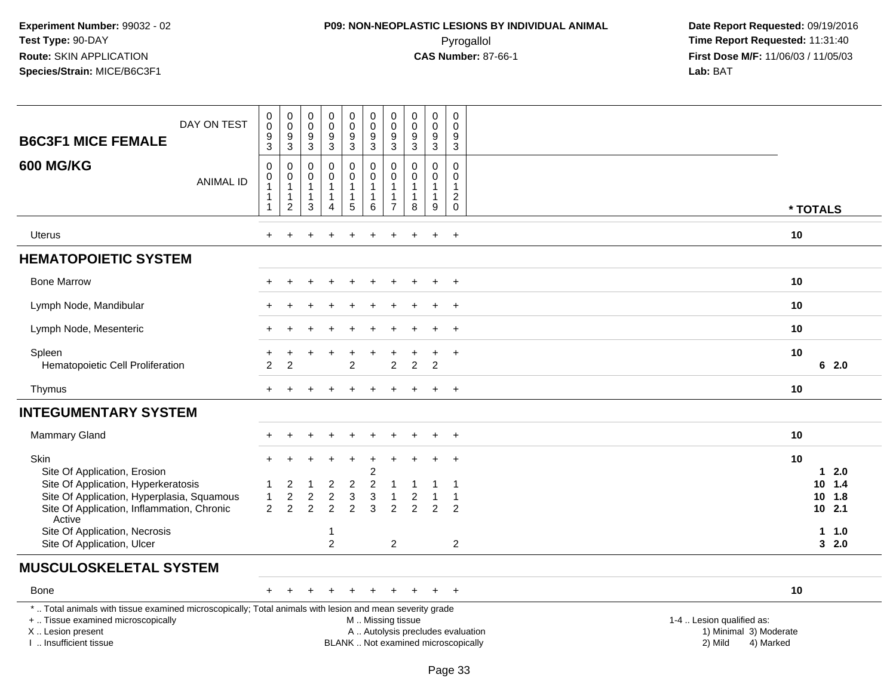**Experiment Number:** 99032 - 02
**Test Type:** 90-DAY
**Route:** SKIN APPLICATION
**Species/Strain:** MICE/B6C3F1

**P09: NON-NEOPLASTIC LESIONS BY INDIVIDUAL ANIMAL**
Pyrogallol
**CAS Number:** 87-66-1

**Date Report Requested:** 09/19/2016
**Time Report Requested:** 11:31:40
**First Dose M/F:** 11/06/03 / 11/05/03
**Lab:** BAT

| B6C3F1 MICE FEMALE 600 MG/KG | | | | | | | | | | | * TOTALS |
|---|---|---|---|---|---|---|---|---|---|---|---|
| DAY ON TEST | 0093 | 0093 | 0093 | 0093 | 0093 | 0093 | 0093 | 0093 | 0093 | 0093 | |
| ANIMAL ID | 00111 | 00112 | 00113 | 00114 | 00115 | 00116 | 00117 | 00118 | 00119 | 00120 | |
| Uterus | + | + | + | + | + | + | + | + | + | + | 10 |
| **HEMATOPOIETIC SYSTEM** | | | | | | | | | | | |
| Bone Marrow | + | + | + | + | + | + | + | + | + | + | 10 |
| Lymph Node, Mandibular | + | + | + | + | + | + | + | + | + | + | 10 |
| Lymph Node, Mesenteric | + | + | + | + | + | + | + | + | + | + | 10 |
| Spleen | + | + | + | + | + | + | + | + | + | + | 10 |
| Hematopoietic Cell Proliferation | 2 | 2 | | | 2 | | 2 | 2 | 2 | | 6 2.0 |
| Thymus | + | + | + | + | + | + | + | + | + | + | 10 |
| **INTEGUMENTARY SYSTEM** | | | | | | | | | | | |
| Mammary Gland | + | + | + | + | + | + | + | + | + | + | 10 |
| Skin | + | + | + | + | + | + | + | + | + | + | 10 |
| Site Of Application, Erosion | | | | | | 2 | | | | | 1 2.0 |
| Site Of Application, Hyperkeratosis | 1 | 2 | 1 | 2 | 2 | 2 | 1 | 1 | 1 | 1 | 10 1.4 |
| Site Of Application, Hyperplasia, Squamous | 1 | 2 | 2 | 2 | 3 | 3 | 1 | 2 | 1 | 1 | 10 1.8 |
| Site Of Application, Inflammation, Chronic Active | 2 | 2 | 2 | 2 | 2 | 3 | 2 | 2 | 2 | 2 | 10 2.1 |
| Site Of Application, Necrosis | | | | 1 | | | | | | | 1 1.0 |
| Site Of Application, Ulcer | | | | 2 | | | 2 | | | 2 | 3 2.0 |
| **MUSCULOSKELETAL SYSTEM** | | | | | | | | | | | |
| Bone | + | + | + | + | + | + | + | + | + | + | 10 |

* .. Total animals with tissue examined microscopically; Total animals with lesion and mean severity grade
+ .. Tissue examined microscopically
X .. Lesion present
I .. Insufficient tissue

M .. Missing tissue
A .. Autolysis precludes evaluation
BLANK .. Not examined microscopically

1-4 .. Lesion qualified as:
1) Minimal 3) Moderate
2) Mild 4) Marked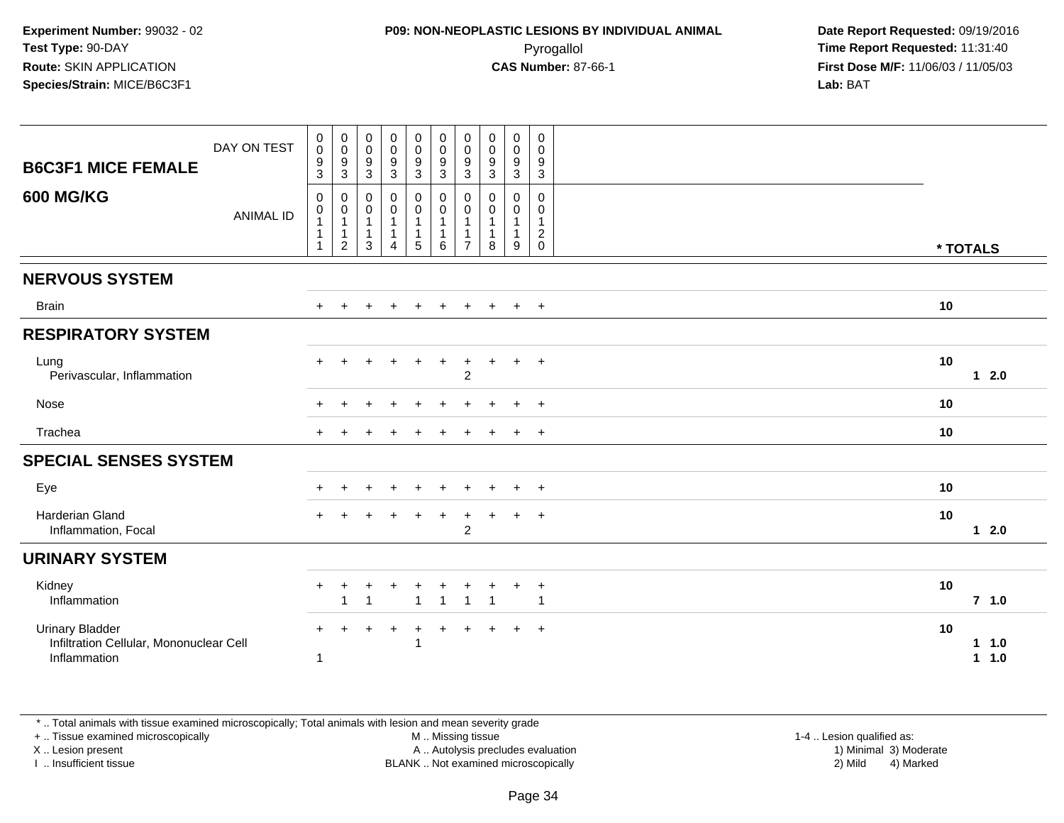**Experiment Number:** 99032 - 02
**Test Type:** 90-DAY
**Route:** SKIN APPLICATION
**Species/Strain:** MICE/B6C3F1

**P09: NON-NEOPLASTIC LESIONS BY INDIVIDUAL ANIMAL**
Pyrogallol
**CAS Number:** 87-66-1

**Date Report Requested:** 09/19/2016
**Time Report Requested:** 11:31:40
**First Dose M/F:** 11/06/03 / 11/05/03
**Lab:** BAT

| B6C3F1 MICE FEMALE 600 MG/KG | | | | | | | | | | | |
|---|---|---|---|---|---|---|---|---|---|---|---|
| DAY ON TEST | 0093 | 0093 | 0093 | 0093 | 0093 | 0093 | 0093 | 0093 | 0093 | 0093 | |
| ANIMAL ID | 00111 | 00112 | 00113 | 00114 | 00115 | 00116 | 00117 | 00118 | 00119 | 00120 | * TOTALS |
| **NERVOUS SYSTEM** | | | | | | | | | | | |
| Brain | + | + | + | + | + | + | + | + | + | + | 10 |
| **RESPIRATORY SYSTEM** | | | | | | | | | | | |
| Lung | + | + | + | + | + | + | + | + | + | + | 10 |
| Perivascular, Inflammation | | | | | | | 2 | | | | 1 2.0 |
| Nose | + | + | + | + | + | + | + | + | + | + | 10 |
| Trachea | + | + | + | + | + | + | + | + | + | + | 10 |
| **SPECIAL SENSES SYSTEM** | | | | | | | | | | | |
| Eye | + | + | + | + | + | + | + | + | + | + | 10 |
| Harderian Gland | + | + | + | + | + | + | + | + | + | + | 10 |
| Inflammation, Focal | | | | | | | 2 | | | | 1 2.0 |
| **URINARY SYSTEM** | | | | | | | | | | | |
| Kidney | + | + | + | + | + | + | + | + | + | + | 10 |
| Inflammation | | 1 | 1 | | 1 | 1 | 1 | 1 | | 1 | 7 1.0 |
| Urinary Bladder | + | + | + | + | + | + | + | + | + | + | 10 |
| Infiltration Cellular, Mononuclear Cell | | | | | 1 | | | | | | 1 1.0 |
| Inflammation | 1 | | | | | | | | | | 1 1.0 |

\* .. Total animals with tissue examined microscopically; Total animals with lesion and mean severity grade
+ .. Tissue examined microscopically
X .. Lesion present
I .. Insufficient tissue
M .. Missing tissue
A .. Autolysis precludes evaluation
BLANK .. Not examined microscopically
1-4 .. Lesion qualified as:
1) Minimal 3) Moderate
2) Mild 4) Marked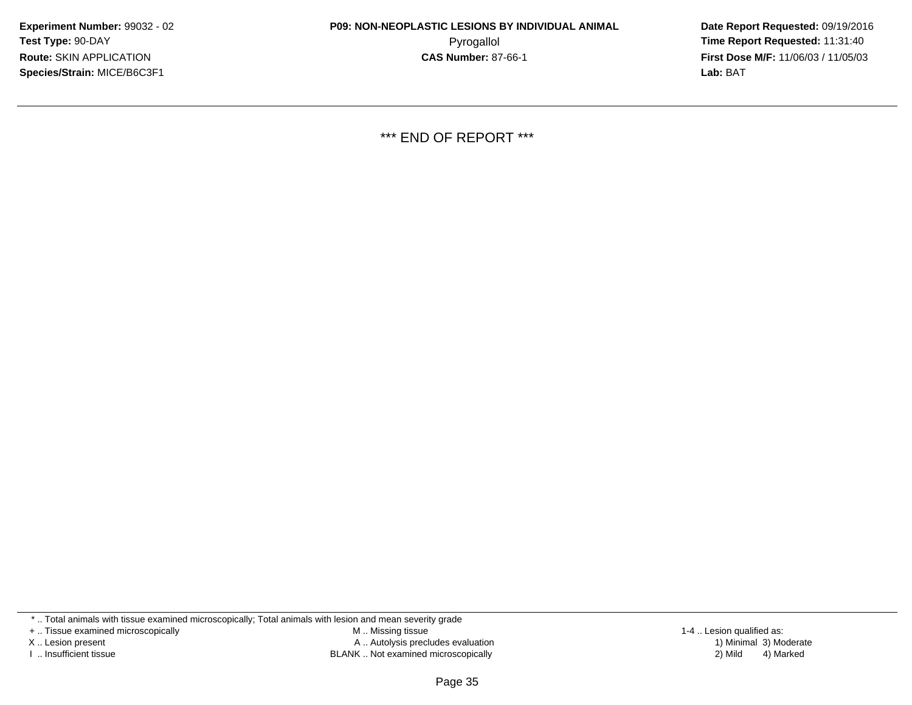**Experiment Number:** 99032 - 02
**Test Type:** 90-DAY
**Route:** SKIN APPLICATION
**Species/Strain:** MICE/B6C3F1

**P09: NON-NEOPLASTIC LESIONS BY INDIVIDUAL ANIMAL**
Pyrogallol
**CAS Number:** 87-66-1

**Date Report Requested:** 09/19/2016
**Time Report Requested:** 11:31:40
**First Dose M/F:** 11/06/03 / 11/05/03
**Lab:** BAT

*** END OF REPORT ***

* .. Total animals with tissue examined microscopically; Total animals with lesion and mean severity grade
+ .. Tissue examined microscopically
X .. Lesion present
I .. Insufficient tissue

M .. Missing tissue
A .. Autolysis precludes evaluation
BLANK .. Not examined microscopically

1-4 .. Lesion qualified as:
1) Minimal 3) Moderate
2) Mild 4) Marked